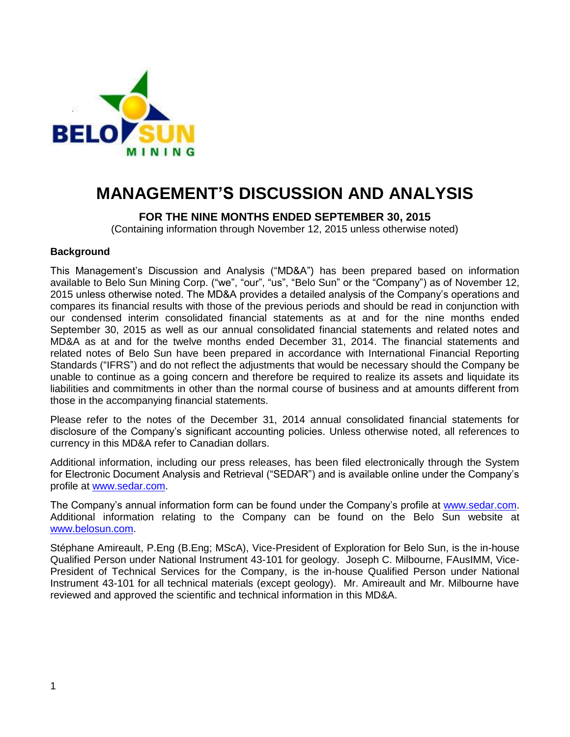# MANAGEMENT'S DISCUSSION AND ANALYSIS

**FOR THE NINE MONTHS ENDED SEPTEMBER 30, 2015**

(Containing information through November 12, 2015 unless otherwise noted)

### Background

This Management's Discussion and Analysis ("MD&A") has been prepared based on information available to Belo Sun Mining Corp. ("we", "our", "us", "Belo Sun" or the "Company") as of November 12, 2015 unless otherwise noted. The MD&A provides a detailed analysis of the Company's operations and compares its financial results with those of the previous periods and should be read in conjunction with our condensed interim consolidated financial statements as at and for the nine months ended September 30, 2015 as well as our annual consolidated financial statements and related notes and MD&A as at and for the twelve months ended December 31, 2014. The financial statements and related notes of Belo Sun have been prepared in accordance with International Financial Reporting Standards ("IFRS") and do not reflect the adjustments that would be necessary should the Company be unable to continue as a going concern and therefore be required to realize its assets and liquidate its liabilities and commitments in other than the normal course of business and at amounts different from those in the accompanying financial statements.

Please refer to the notes of the December 31, 2014 annual consolidated financial statements for disclosure of the Company's significant accounting policies. Unless otherwise noted, all references to currency in this MD&A refer to Canadian dollars.

Additional information, including our press releases, has been filed electronically through the System for Electronic Document Analysis and Retrieval ("SEDAR") and is available online under the Company's profile at www.sedar.com.

The Company's annual information form can be found under the Company's profile at www.sedar.com. Additional information relating to the Company can be found on the Belo Sun website at www.belosun.com.

Stéphane Amireault, P.Eng (B.Eng; MScA), Vice-President of Exploration for Belo Sun, is the in-house Qualified Person under National Instrument 43-101 for geology. Joseph C. Milbourne, FAusIMM, Vice-President of Technical Services for the Company, is the in-house Qualified Person under National Instrument 43-101 for all technical materials (except geology). Mr. Amireault and Mr. Milbourne have reviewed and approved the scientific and technical information in this MD&A.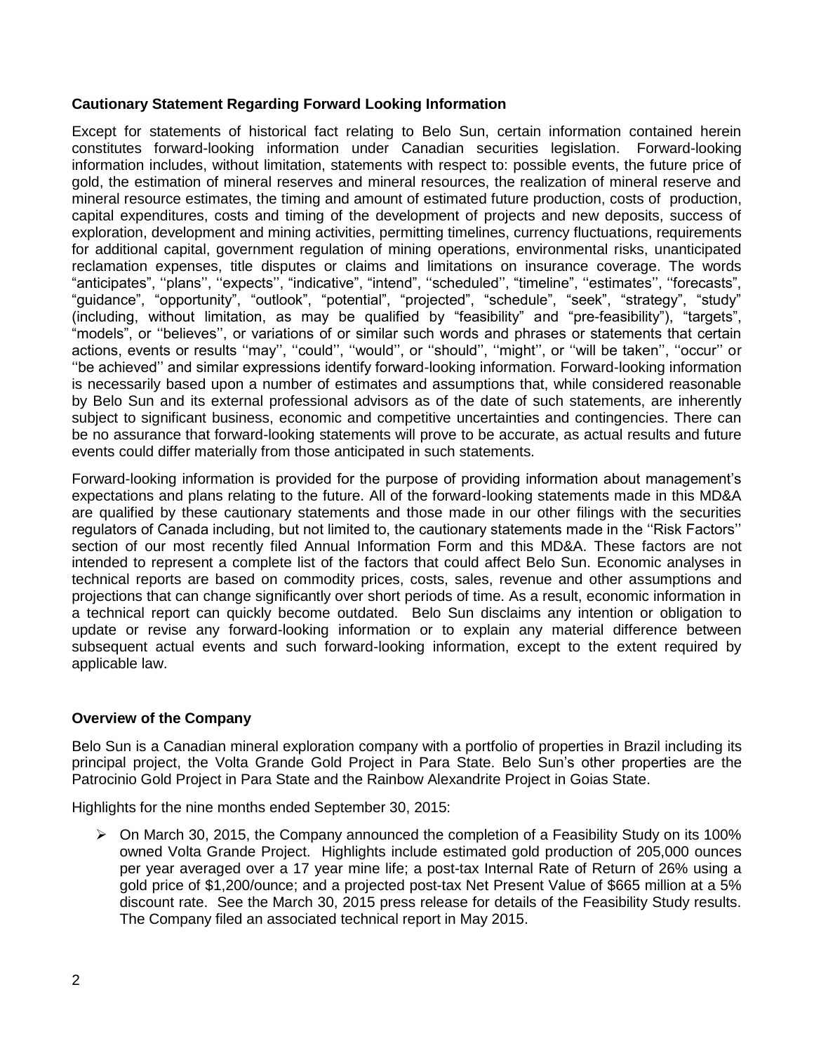**Cautionary Statement Regarding Forward Looking Information**

Except for statements of historical fact relating to Belo Sun, certain information contained herein constitutes forward-looking information under Canadian securities legislation. Forward-looking information includes, without limitation, statements with respect to: possible events, the future price of gold, the estimation of mineral reserves and mineral resources, the realization of mineral reserve and mineral resource estimates, the timing and amount of estimated future production, costs of production, capital expenditures, costs and timing of the development of projects and new deposits, success of exploration, development and mining activities, permitting timelines, currency fluctuations, requirements for additional capital, government regulation of mining operations, environmental risks, unanticipated reclamation expenses, title disputes or claims and limitations on insurance coverage. The words "anticipates", ''plans'', ''expects'', "indicative", "intend", ''scheduled'', "timeline", ''estimates'', ''forecasts", "guidance", "opportunity", "outlook", "potential", "projected", "schedule", "seek", "strategy", "study" (including, without limitation, as may be qualified by "feasibility" and "pre-feasibility"), "targets", "models", or ''believes'', or variations of or similar such words and phrases or statements that certain actions, events or results ''may'', ''could'', ''would'', or ''should'', ''might'', or ''will be taken'', ''occur'' or ''be achieved'' and similar expressions identify forward-looking information. Forward-looking information is necessarily based upon a number of estimates and assumptions that, while considered reasonable by Belo Sun and its external professional advisors as of the date of such statements, are inherently subject to significant business, economic and competitive uncertainties and contingencies. There can be no assurance that forward-looking statements will prove to be accurate, as actual results and future events could differ materially from those anticipated in such statements.

Forward-looking information is provided for the purpose of providing information about management's expectations and plans relating to the future. All of the forward-looking statements made in this MD&A are qualified by these cautionary statements and those made in our other filings with the securities regulators of Canada including, but not limited to, the cautionary statements made in the ''Risk Factors'' section of our most recently filed Annual Information Form and this MD&A. These factors are not intended to represent a complete list of the factors that could affect Belo Sun. Economic analyses in technical reports are based on commodity prices, costs, sales, revenue and other assumptions and projections that can change significantly over short periods of time. As a result, economic information in a technical report can quickly become outdated. Belo Sun disclaims any intention or obligation to update or revise any forward-looking information or to explain any material difference between subsequent actual events and such forward-looking information, except to the extent required by applicable law.

**Overview of the Company**

Belo Sun is a Canadian mineral exploration company with a portfolio of properties in Brazil including its principal project, the Volta Grande Gold Project in Para State. Belo Sun's other properties are the Patrocinio Gold Project in Para State and the Rainbow Alexandrite Project in Goias State.

Highlights for the nine months ended September 30, 2015:

- On March 30, 2015, the Company announced the completion of a Feasibility Study on its 100% owned Volta Grande Project. Highlights include estimated gold production of 205,000 ounces per year averaged over a 17 year mine life; a post-tax Internal Rate of Return of 26% using a gold price of $1,200/ounce; and a projected post-tax Net Present Value of $665 million at a 5% discount rate. See the March 30, 2015 press release for details of the Feasibility Study results. The Company filed an associated technical report in May 2015.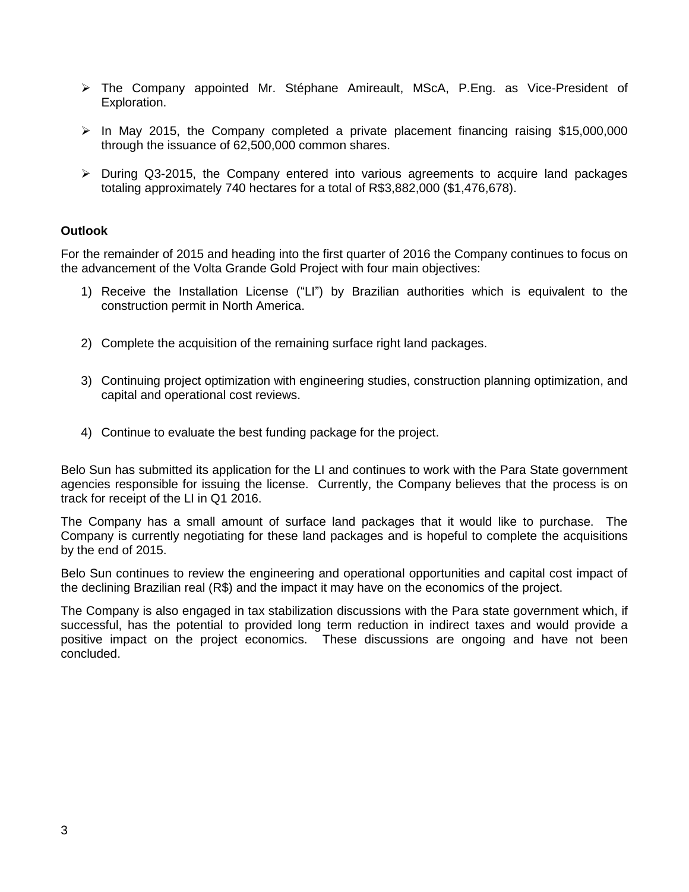- The Company appointed Mr. Stéphane Amireault, MScA, P.Eng. as Vice-President of Exploration.
- In May 2015, the Company completed a private placement financing raising $15,000,000 through the issuance of 62,500,000 common shares.
- During Q3-2015, the Company entered into various agreements to acquire land packages totaling approximately 740 hectares for a total of R$3,882,000 ($1,476,678).

**Outlook**

For the remainder of 2015 and heading into the first quarter of 2016 the Company continues to focus on the advancement of the Volta Grande Gold Project with four main objectives:

1) Receive the Installation License ("LI") by Brazilian authorities which is equivalent to the construction permit in North America.
2) Complete the acquisition of the remaining surface right land packages.
3) Continuing project optimization with engineering studies, construction planning optimization, and capital and operational cost reviews.
4) Continue to evaluate the best funding package for the project.

Belo Sun has submitted its application for the LI and continues to work with the Para State government agencies responsible for issuing the license. Currently, the Company believes that the process is on track for receipt of the LI in Q1 2016.

The Company has a small amount of surface land packages that it would like to purchase. The Company is currently negotiating for these land packages and is hopeful to complete the acquisitions by the end of 2015.

Belo Sun continues to review the engineering and operational opportunities and capital cost impact of the declining Brazilian real (R$) and the impact it may have on the economics of the project.

The Company is also engaged in tax stabilization discussions with the Para state government which, if successful, has the potential to provided long term reduction in indirect taxes and would provide a positive impact on the project economics. These discussions are ongoing and have not been concluded.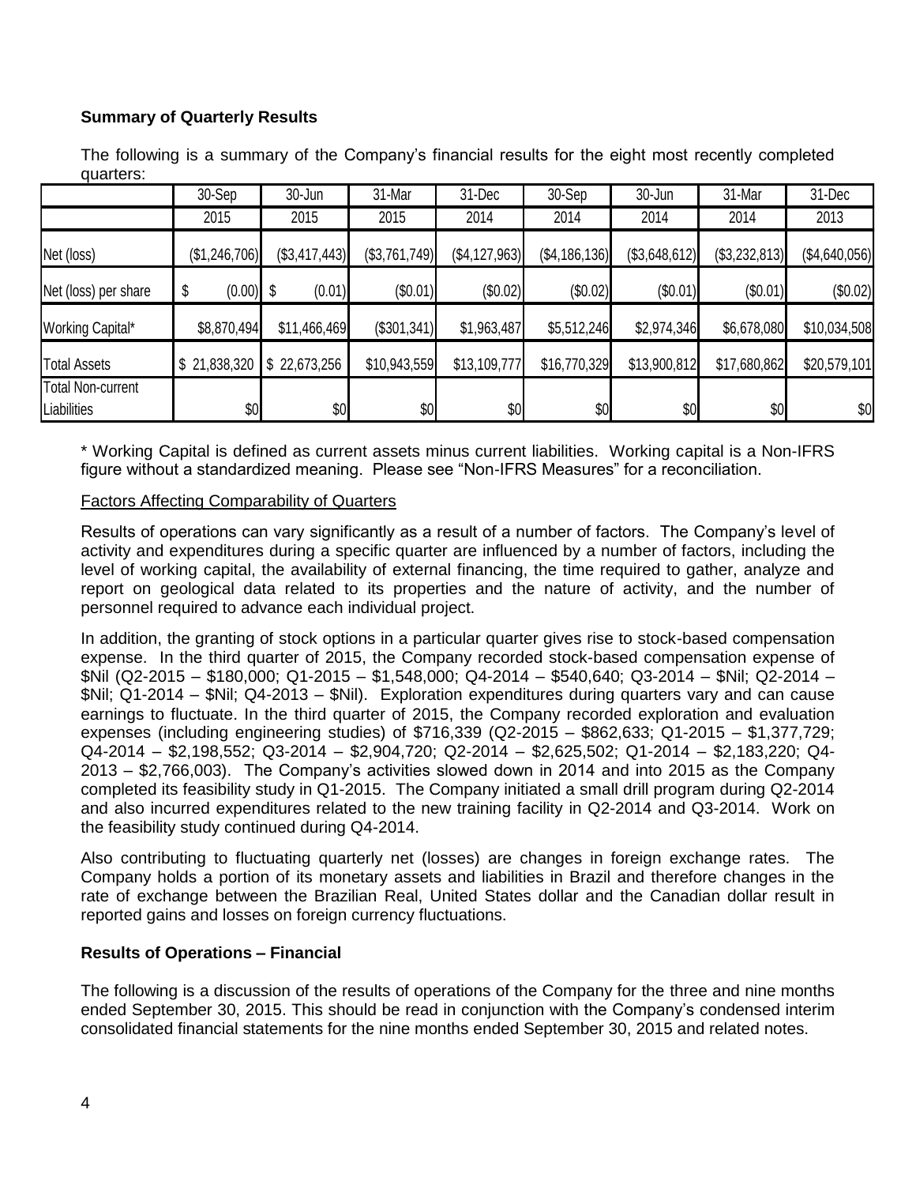**Summary of Quarterly Results**

The following is a summary of the Company's financial results for the eight most recently completed quarters:

| | 30-Sep | 30-Jun | 31-Mar | 31-Dec | 30-Sep | 30-Jun | 31-Mar | 31-Dec |
|---|---|---|---|---|---|---|---|---|
| | 2015 | 2015 | 2015 | 2014 | 2014 | 2014 | 2014 | 2013 |
| Net (loss) | ($1,246,706) | ($3,417,443) | ($3,761,749) | ($4,127,963) | ($4,186,136) | ($3,648,612) | ($3,232,813) | ($4,640,056) |
| Net (loss) per share | $ (0.00) | $ (0.01) | ($0.01) | ($0.02) | ($0.02) | ($0.01) | ($0.01) | ($0.02) |
| Working Capital* | $8,870,494 | $11,466,469 | ($301,341) | $1,963,487 | $5,512,246 | $2,974,346 | $6,678,080 | $10,034,508 |
| Total Assets | $ 21,838,320 | $ 22,673,256 | $10,943,559 | $13,109,777 | $16,770,329 | $13,900,812 | $17,680,862 | $20,579,101 |
| Total Non-current Liabilities | $0 | $0 | $0 | $0 | $0 | $0 | $0 | $0 |

* Working Capital is defined as current assets minus current liabilities. Working capital is a Non-IFRS figure without a standardized meaning. Please see "Non-IFRS Measures" for a reconciliation.

Factors Affecting Comparability of Quarters

Results of operations can vary significantly as a result of a number of factors. The Company's level of activity and expenditures during a specific quarter are influenced by a number of factors, including the level of working capital, the availability of external financing, the time required to gather, analyze and report on geological data related to its properties and the nature of activity, and the number of personnel required to advance each individual project.

In addition, the granting of stock options in a particular quarter gives rise to stock-based compensation expense. In the third quarter of 2015, the Company recorded stock-based compensation expense of $Nil (Q2-2015 – $180,000; Q1-2015 – $1,548,000; Q4-2014 – $540,640; Q3-2014 – $Nil; Q2-2014 – $Nil; Q1-2014 – $Nil; Q4-2013 – $Nil). Exploration expenditures during quarters vary and can cause earnings to fluctuate. In the third quarter of 2015, the Company recorded exploration and evaluation expenses (including engineering studies) of $716,339 (Q2-2015 – $862,633; Q1-2015 – $1,377,729; Q4-2014 – $2,198,552; Q3-2014 – $2,904,720; Q2-2014 – $2,625,502; Q1-2014 – $2,183,220; Q4-2013 – $2,766,003). The Company's activities slowed down in 2014 and into 2015 as the Company completed its feasibility study in Q1-2015. The Company initiated a small drill program during Q2-2014 and also incurred expenditures related to the new training facility in Q2-2014 and Q3-2014. Work on the feasibility study continued during Q4-2014.

Also contributing to fluctuating quarterly net (losses) are changes in foreign exchange rates. The Company holds a portion of its monetary assets and liabilities in Brazil and therefore changes in the rate of exchange between the Brazilian Real, United States dollar and the Canadian dollar result in reported gains and losses on foreign currency fluctuations.

**Results of Operations – Financial**

The following is a discussion of the results of operations of the Company for the three and nine months ended September 30, 2015. This should be read in conjunction with the Company's condensed interim consolidated financial statements for the nine months ended September 30, 2015 and related notes.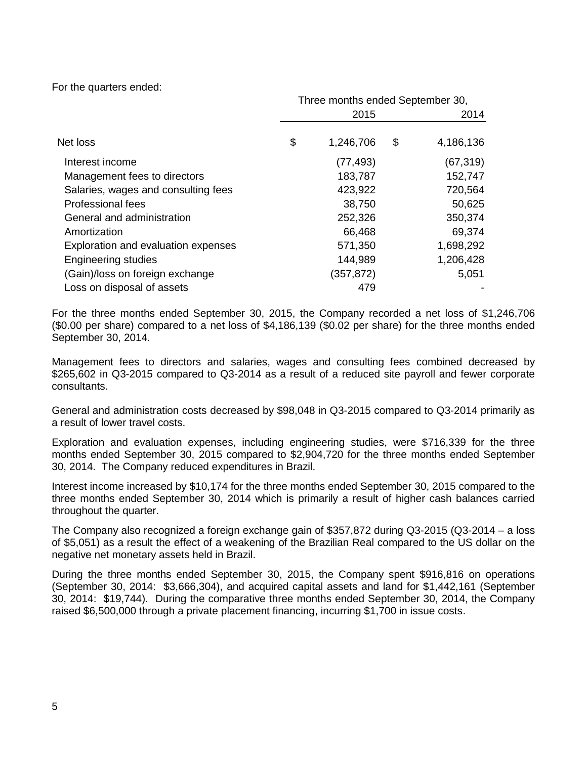For the quarters ended:

| | Three months ended September 30, | |
|---|---|---|
| | 2015 | 2014 |
| Net loss | $ 1,246,706 | $ 4,186,136 |
| Interest income | (77,493) | (67,319) |
| Management fees to directors | 183,787 | 152,747 |
| Salaries, wages and consulting fees | 423,922 | 720,564 |
| Professional fees | 38,750 | 50,625 |
| General and administration | 252,326 | 350,374 |
| Amortization | 66,468 | 69,374 |
| Exploration and evaluation expenses | 571,350 | 1,698,292 |
| Engineering studies | 144,989 | 1,206,428 |
| (Gain)/loss on foreign exchange | (357,872) | 5,051 |
| Loss on disposal of assets | 479 | - |

For the three months ended September 30, 2015, the Company recorded a net loss of $1,246,706 ($0.00 per share) compared to a net loss of $4,186,139 ($0.02 per share) for the three months ended September 30, 2014.

Management fees to directors and salaries, wages and consulting fees combined decreased by $265,602 in Q3-2015 compared to Q3-2014 as a result of a reduced site payroll and fewer corporate consultants.

General and administration costs decreased by $98,048 in Q3-2015 compared to Q3-2014 primarily as a result of lower travel costs.

Exploration and evaluation expenses, including engineering studies, were $716,339 for the three months ended September 30, 2015 compared to $2,904,720 for the three months ended September 30, 2014. The Company reduced expenditures in Brazil.

Interest income increased by $10,174 for the three months ended September 30, 2015 compared to the three months ended September 30, 2014 which is primarily a result of higher cash balances carried throughout the quarter.

The Company also recognized a foreign exchange gain of $357,872 during Q3-2015 (Q3-2014 – a loss of $5,051) as a result the effect of a weakening of the Brazilian Real compared to the US dollar on the negative net monetary assets held in Brazil.

During the three months ended September 30, 2015, the Company spent $916,816 on operations (September 30, 2014: $3,666,304), and acquired capital assets and land for $1,442,161 (September 30, 2014: $19,744). During the comparative three months ended September 30, 2014, the Company raised $6,500,000 through a private placement financing, incurring $1,700 in issue costs.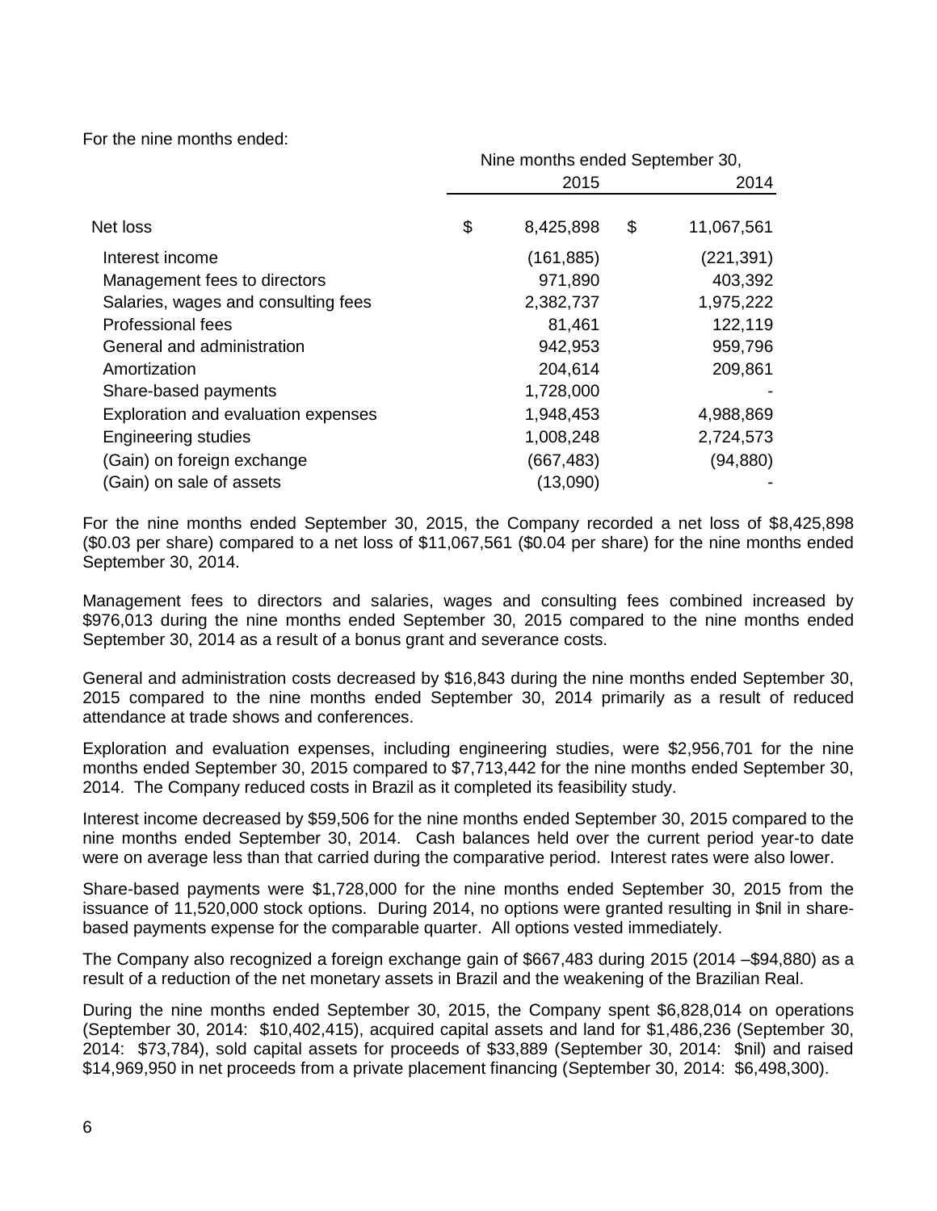For the nine months ended:

| | Nine months ended September 30, | |
|---|---|---|
| | 2015 | 2014 |
| Net loss | $ 8,425,898 | $ 11,067,561 |
| Interest income | (161,885) | (221,391) |
| Management fees to directors | 971,890 | 403,392 |
| Salaries, wages and consulting fees | 2,382,737 | 1,975,222 |
| Professional fees | 81,461 | 122,119 |
| General and administration | 942,953 | 959,796 |
| Amortization | 204,614 | 209,861 |
| Share-based payments | 1,728,000 | - |
| Exploration and evaluation expenses | 1,948,453 | 4,988,869 |
| Engineering studies | 1,008,248 | 2,724,573 |
| (Gain) on foreign exchange | (667,483) | (94,880) |
| (Gain) on sale of assets | (13,090) | - |

For the nine months ended September 30, 2015, the Company recorded a net loss of $8,425,898 ($0.03 per share) compared to a net loss of $11,067,561 ($0.04 per share) for the nine months ended September 30, 2014.

Management fees to directors and salaries, wages and consulting fees combined increased by $976,013 during the nine months ended September 30, 2015 compared to the nine months ended September 30, 2014 as a result of a bonus grant and severance costs.

General and administration costs decreased by $16,843 during the nine months ended September 30, 2015 compared to the nine months ended September 30, 2014 primarily as a result of reduced attendance at trade shows and conferences.

Exploration and evaluation expenses, including engineering studies, were $2,956,701 for the nine months ended September 30, 2015 compared to $7,713,442 for the nine months ended September 30, 2014. The Company reduced costs in Brazil as it completed its feasibility study.

Interest income decreased by $59,506 for the nine months ended September 30, 2015 compared to the nine months ended September 30, 2014. Cash balances held over the current period year-to date were on average less than that carried during the comparative period. Interest rates were also lower.

Share-based payments were $1,728,000 for the nine months ended September 30, 2015 from the issuance of 11,520,000 stock options. During 2014, no options were granted resulting in $nil in share-based payments expense for the comparable quarter. All options vested immediately.

The Company also recognized a foreign exchange gain of $667,483 during 2015 (2014 –$94,880) as a result of a reduction of the net monetary assets in Brazil and the weakening of the Brazilian Real.

During the nine months ended September 30, 2015, the Company spent $6,828,014 on operations (September 30, 2014: $10,402,415), acquired capital assets and land for $1,486,236 (September 30, 2014: $73,784), sold capital assets for proceeds of $33,889 (September 30, 2014: $nil) and raised $14,969,950 in net proceeds from a private placement financing (September 30, 2014: $6,498,300).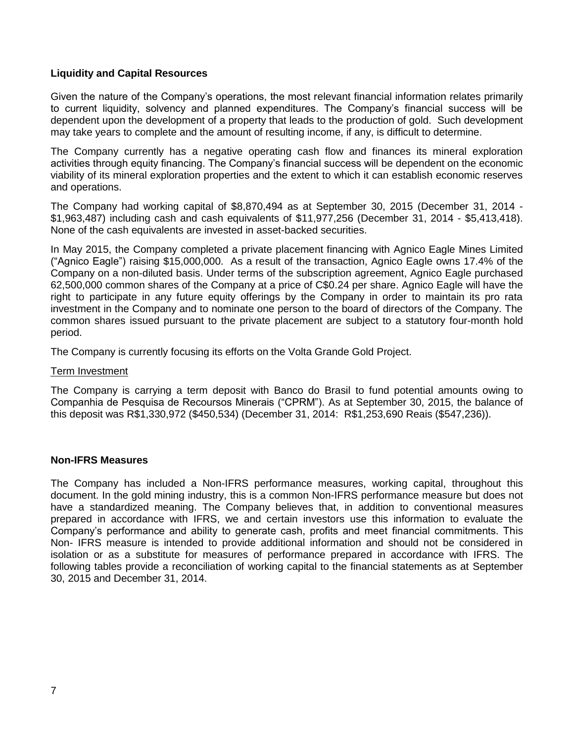## Liquidity and Capital Resources

Given the nature of the Company's operations, the most relevant financial information relates primarily to current liquidity, solvency and planned expenditures. The Company's financial success will be dependent upon the development of a property that leads to the production of gold. Such development may take years to complete and the amount of resulting income, if any, is difficult to determine.

The Company currently has a negative operating cash flow and finances its mineral exploration activities through equity financing. The Company's financial success will be dependent on the economic viability of its mineral exploration properties and the extent to which it can establish economic reserves and operations.

The Company had working capital of $8,870,494 as at September 30, 2015 (December 31, 2014 - $1,963,487) including cash and cash equivalents of $11,977,256 (December 31, 2014 - $5,413,418). None of the cash equivalents are invested in asset-backed securities.

In May 2015, the Company completed a private placement financing with Agnico Eagle Mines Limited ("Agnico Eagle") raising $15,000,000. As a result of the transaction, Agnico Eagle owns 17.4% of the Company on a non-diluted basis. Under terms of the subscription agreement, Agnico Eagle purchased 62,500,000 common shares of the Company at a price of C$0.24 per share. Agnico Eagle will have the right to participate in any future equity offerings by the Company in order to maintain its pro rata investment in the Company and to nominate one person to the board of directors of the Company. The common shares issued pursuant to the private placement are subject to a statutory four-month hold period.

The Company is currently focusing its efforts on the Volta Grande Gold Project.

### Term Investment

The Company is carrying a term deposit with Banco do Brasil to fund potential amounts owing to Companhia de Pesquisa de Recoursos Minerais ("CPRM"). As at September 30, 2015, the balance of this deposit was R$1,330,972 ($450,534) (December 31, 2014: R$1,253,690 Reais ($547,236)).

## Non-IFRS Measures

The Company has included a Non-IFRS performance measures, working capital, throughout this document. In the gold mining industry, this is a common Non-IFRS performance measure but does not have a standardized meaning. The Company believes that, in addition to conventional measures prepared in accordance with IFRS, we and certain investors use this information to evaluate the Company's performance and ability to generate cash, profits and meet financial commitments. This Non- IFRS measure is intended to provide additional information and should not be considered in isolation or as a substitute for measures of performance prepared in accordance with IFRS. The following tables provide a reconciliation of working capital to the financial statements as at September 30, 2015 and December 31, 2014.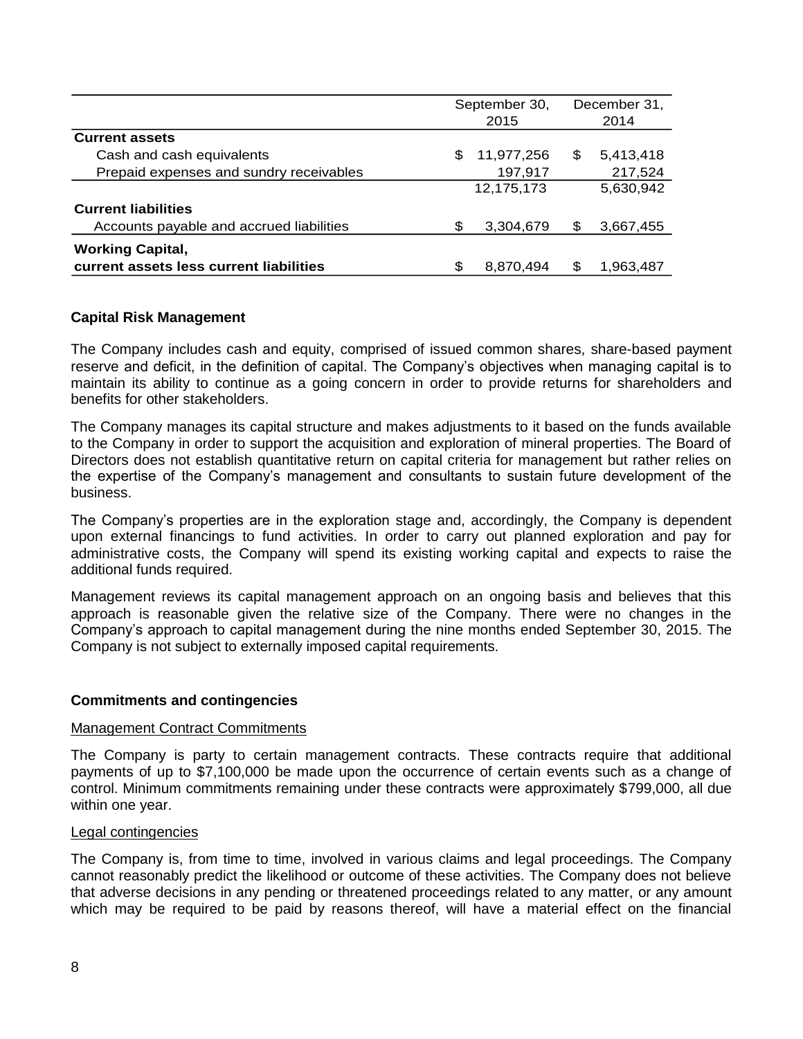| | September 30, 2015 | December 31, 2014 |
|---|---|---|
| **Current assets** | | |
| Cash and cash equivalents | $ 11,977,256 | $ 5,413,418 |
| Prepaid expenses and sundry receivables | 197,917 | 217,524 |
| | 12,175,173 | 5,630,942 |
| **Current liabilities** | | |
| Accounts payable and accrued liabilities | $ 3,304,679 | $ 3,667,455 |
| **Working Capital, current assets less current liabilities** | $ 8,870,494 | $ 1,963,487 |

## Capital Risk Management

The Company includes cash and equity, comprised of issued common shares, share-based payment reserve and deficit, in the definition of capital. The Company's objectives when managing capital is to maintain its ability to continue as a going concern in order to provide returns for shareholders and benefits for other stakeholders.

The Company manages its capital structure and makes adjustments to it based on the funds available to the Company in order to support the acquisition and exploration of mineral properties. The Board of Directors does not establish quantitative return on capital criteria for management but rather relies on the expertise of the Company's management and consultants to sustain future development of the business.

The Company's properties are in the exploration stage and, accordingly, the Company is dependent upon external financings to fund activities. In order to carry out planned exploration and pay for administrative costs, the Company will spend its existing working capital and expects to raise the additional funds required.

Management reviews its capital management approach on an ongoing basis and believes that this approach is reasonable given the relative size of the Company. There were no changes in the Company's approach to capital management during the nine months ended September 30, 2015. The Company is not subject to externally imposed capital requirements.

## Commitments and contingencies

### Management Contract Commitments

The Company is party to certain management contracts. These contracts require that additional payments of up to $7,100,000 be made upon the occurrence of certain events such as a change of control. Minimum commitments remaining under these contracts were approximately $799,000, all due within one year.

### Legal contingencies

The Company is, from time to time, involved in various claims and legal proceedings. The Company cannot reasonably predict the likelihood or outcome of these activities. The Company does not believe that adverse decisions in any pending or threatened proceedings related to any matter, or any amount which may be required to be paid by reasons thereof, will have a material effect on the financial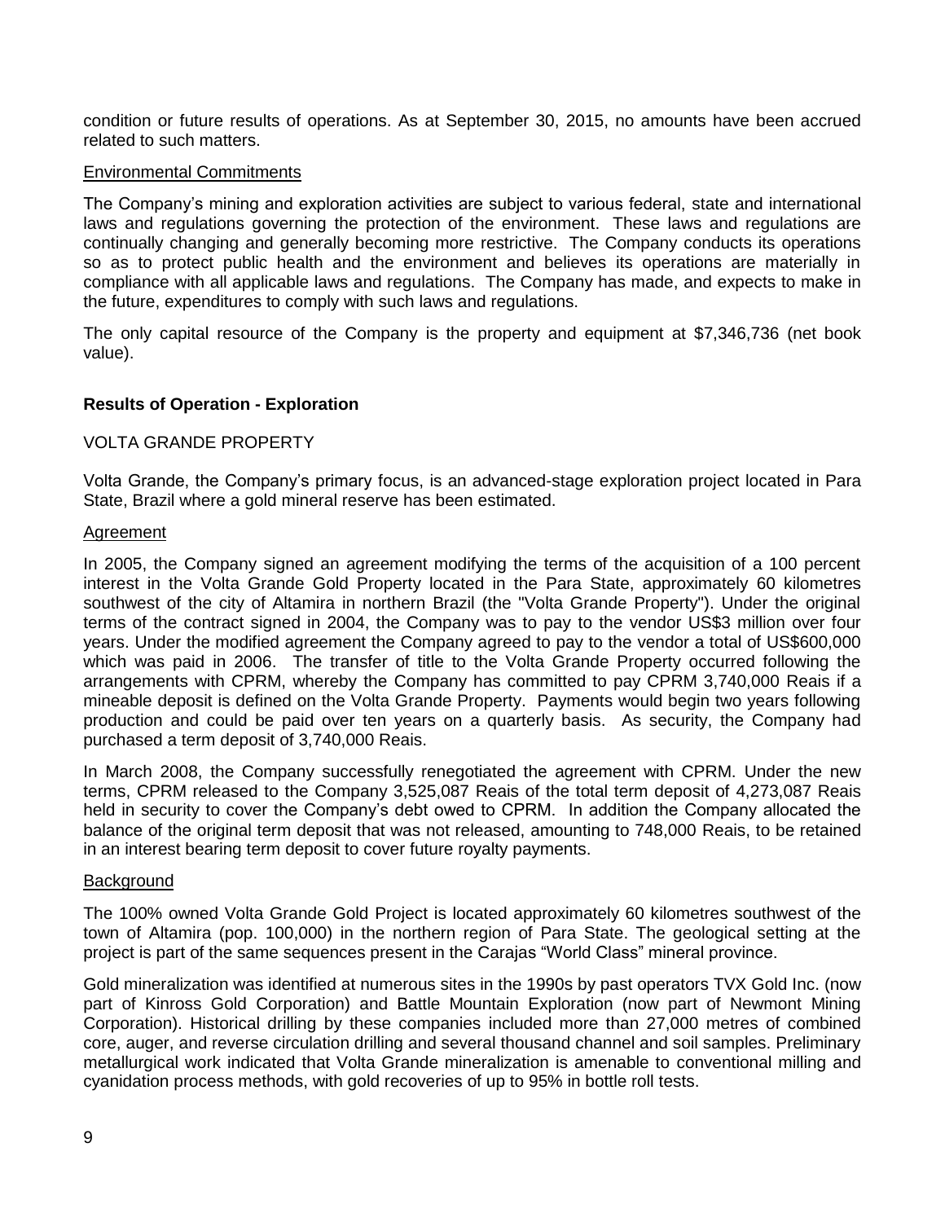condition or future results of operations. As at September 30, 2015, no amounts have been accrued related to such matters.

Environmental Commitments

The Company's mining and exploration activities are subject to various federal, state and international laws and regulations governing the protection of the environment. These laws and regulations are continually changing and generally becoming more restrictive. The Company conducts its operations so as to protect public health and the environment and believes its operations are materially in compliance with all applicable laws and regulations. The Company has made, and expects to make in the future, expenditures to comply with such laws and regulations.

The only capital resource of the Company is the property and equipment at $7,346,736 (net book value).

## Results of Operation - Exploration

### VOLTA GRANDE PROPERTY

Volta Grande, the Company's primary focus, is an advanced-stage exploration project located in Para State, Brazil where a gold mineral reserve has been estimated.

Agreement

In 2005, the Company signed an agreement modifying the terms of the acquisition of a 100 percent interest in the Volta Grande Gold Property located in the Para State, approximately 60 kilometres southwest of the city of Altamira in northern Brazil (the "Volta Grande Property"). Under the original terms of the contract signed in 2004, the Company was to pay to the vendor US$3 million over four years. Under the modified agreement the Company agreed to pay to the vendor a total of US$600,000 which was paid in 2006. The transfer of title to the Volta Grande Property occurred following the arrangements with CPRM, whereby the Company has committed to pay CPRM 3,740,000 Reais if a mineable deposit is defined on the Volta Grande Property. Payments would begin two years following production and could be paid over ten years on a quarterly basis. As security, the Company had purchased a term deposit of 3,740,000 Reais.

In March 2008, the Company successfully renegotiated the agreement with CPRM. Under the new terms, CPRM released to the Company 3,525,087 Reais of the total term deposit of 4,273,087 Reais held in security to cover the Company's debt owed to CPRM. In addition the Company allocated the balance of the original term deposit that was not released, amounting to 748,000 Reais, to be retained in an interest bearing term deposit to cover future royalty payments.

Background

The 100% owned Volta Grande Gold Project is located approximately 60 kilometres southwest of the town of Altamira (pop. 100,000) in the northern region of Para State. The geological setting at the project is part of the same sequences present in the Carajas "World Class" mineral province.

Gold mineralization was identified at numerous sites in the 1990s by past operators TVX Gold Inc. (now part of Kinross Gold Corporation) and Battle Mountain Exploration (now part of Newmont Mining Corporation). Historical drilling by these companies included more than 27,000 metres of combined core, auger, and reverse circulation drilling and several thousand channel and soil samples. Preliminary metallurgical work indicated that Volta Grande mineralization is amenable to conventional milling and cyanidation process methods, with gold recoveries of up to 95% in bottle roll tests.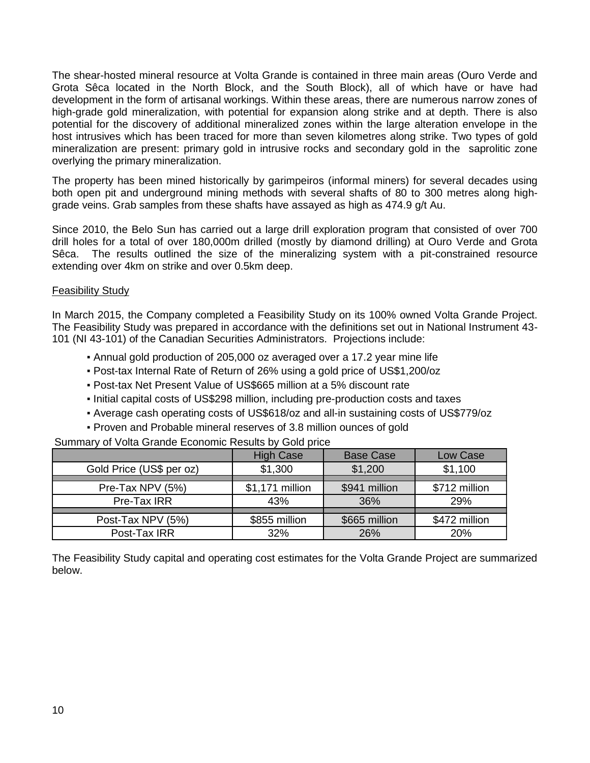The shear-hosted mineral resource at Volta Grande is contained in three main areas (Ouro Verde and Grota Sêca located in the North Block, and the South Block), all of which have or have had development in the form of artisanal workings. Within these areas, there are numerous narrow zones of high-grade gold mineralization, with potential for expansion along strike and at depth. There is also potential for the discovery of additional mineralized zones within the large alteration envelope in the host intrusives which has been traced for more than seven kilometres along strike. Two types of gold mineralization are present: primary gold in intrusive rocks and secondary gold in the saprolitic zone overlying the primary mineralization.

The property has been mined historically by garimpeiros (informal miners) for several decades using both open pit and underground mining methods with several shafts of 80 to 300 metres along high-grade veins. Grab samples from these shafts have assayed as high as 474.9 g/t Au.

Since 2010, the Belo Sun has carried out a large drill exploration program that consisted of over 700 drill holes for a total of over 180,000m drilled (mostly by diamond drilling) at Ouro Verde and Grota Sêca. The results outlined the size of the mineralizing system with a pit-constrained resource extending over 4km on strike and over 0.5km deep.

## Feasibility Study

In March 2015, the Company completed a Feasibility Study on its 100% owned Volta Grande Project. The Feasibility Study was prepared in accordance with the definitions set out in National Instrument 43-101 (NI 43-101) of the Canadian Securities Administrators. Projections include:

- Annual gold production of 205,000 oz averaged over a 17.2 year mine life
- Post-tax Internal Rate of Return of 26% using a gold price of US$1,200/oz
- Post-tax Net Present Value of US$665 million at a 5% discount rate
- Initial capital costs of US$298 million, including pre-production costs and taxes
- Average cash operating costs of US$618/oz and all-in sustaining costs of US$779/oz
- Proven and Probable mineral reserves of 3.8 million ounces of gold

Summary of Volta Grande Economic Results by Gold price

| | High Case | Base Case | Low Case |
|---|---|---|---|
| Gold Price (US$ per oz) | $1,300 | $1,200 | $1,100 |
| | | | |
| Pre-Tax NPV (5%) | $1,171 million | $941 million | $712 million |
| Pre-Tax IRR | 43% | 36% | 29% |
| | | | |
| Post-Tax NPV (5%) | $855 million | $665 million | $472 million |
| Post-Tax IRR | 32% | 26% | 20% |

The Feasibility Study capital and operating cost estimates for the Volta Grande Project are summarized below.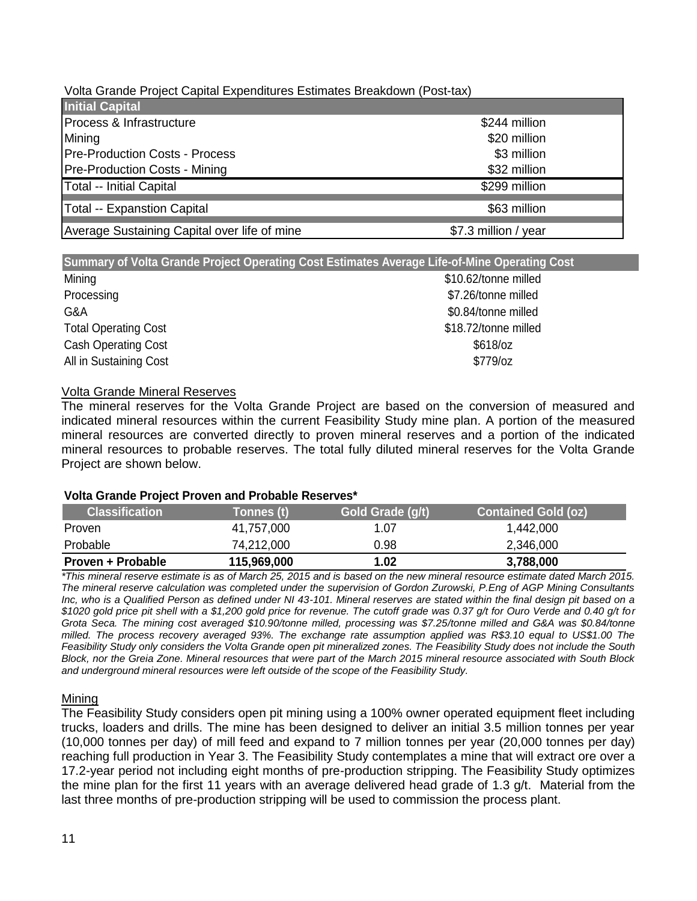Volta Grande Project Capital Expenditures Estimates Breakdown (Post-tax)

| **Initial Capital** | |
|---|---|
| Process & Infrastructure | $244 million |
| Mining | $20 million |
| Pre-Production Costs - Process | $3 million |
| Pre-Production Costs - Mining | $32 million |
| Total -- Initial Capital | $299 million |
| Total -- Expanstion Capital | $63 million |
| Average Sustaining Capital over life of mine | $7.3 million / year |

| **Summary of Volta Grande Project Operating Cost Estimates Average Life-of-Mine Operating Cost** | |
|---|---|
| Mining | $10.62/tonne milled |
| Processing | $7.26/tonne milled |
| G&A | $0.84/tonne milled |
| Total Operating Cost | $18.72/tonne milled |
| Cash Operating Cost | $618/oz |
| All in Sustaining Cost | $779/oz |

## Volta Grande Mineral Reserves

The mineral reserves for the Volta Grande Project are based on the conversion of measured and indicated mineral resources within the current Feasibility Study mine plan. A portion of the measured mineral resources are converted directly to proven mineral reserves and a portion of the indicated mineral resources to probable reserves. The total fully diluted mineral reserves for the Volta Grande Project are shown below.

**Volta Grande Project Proven and Probable Reserves***

| Classification | Tonnes (t) | Gold Grade (g/t) | Contained Gold (oz) |
|---|---|---|---|
| Proven | 41,757,000 | 1.07 | 1,442,000 |
| Probable | 74,212,000 | 0.98 | 2,346,000 |
| **Proven + Probable** | **115,969,000** | **1.02** | **3,788,000** |

*\*This mineral reserve estimate is as of March 25, 2015 and is based on the new mineral resource estimate dated March 2015. The mineral reserve calculation was completed under the supervision of Gordon Zurowski, P.Eng of AGP Mining Consultants Inc, who is a Qualified Person as defined under NI 43-101. Mineral reserves are stated within the final design pit based on a $1020 gold price pit shell with a $1,200 gold price for revenue. The cutoff grade was 0.37 g/t for Ouro Verde and 0.40 g/t for Grota Seca. The mining cost averaged $10.90/tonne milled, processing was $7.25/tonne milled and G&A was $0.84/tonne milled. The process recovery averaged 93%. The exchange rate assumption applied was R$3.10 equal to US$1.00 The Feasibility Study only considers the Volta Grande open pit mineralized zones. The Feasibility Study does not include the South Block, nor the Greia Zone. Mineral resources that were part of the March 2015 mineral resource associated with South Block and underground mineral resources were left outside of the scope of the Feasibility Study.*

## Mining

The Feasibility Study considers open pit mining using a 100% owner operated equipment fleet including trucks, loaders and drills. The mine has been designed to deliver an initial 3.5 million tonnes per year (10,000 tonnes per day) of mill feed and expand to 7 million tonnes per year (20,000 tonnes per day) reaching full production in Year 3. The Feasibility Study contemplates a mine that will extract ore over a 17.2-year period not including eight months of pre-production stripping. The Feasibility Study optimizes the mine plan for the first 11 years with an average delivered head grade of 1.3 g/t. Material from the last three months of pre-production stripping will be used to commission the process plant.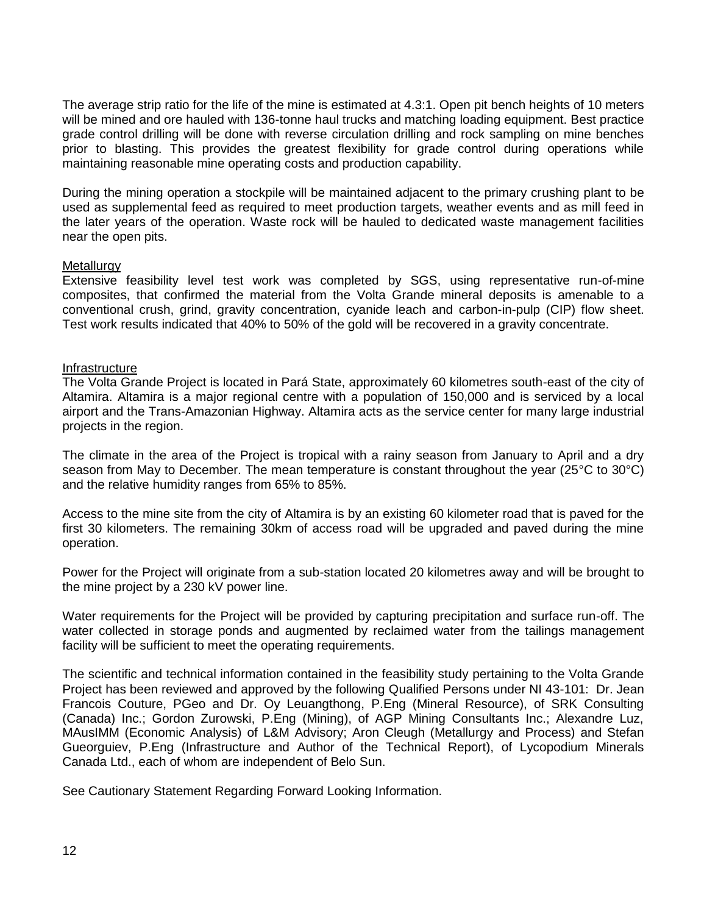The average strip ratio for the life of the mine is estimated at 4.3:1. Open pit bench heights of 10 meters will be mined and ore hauled with 136-tonne haul trucks and matching loading equipment. Best practice grade control drilling will be done with reverse circulation drilling and rock sampling on mine benches prior to blasting. This provides the greatest flexibility for grade control during operations while maintaining reasonable mine operating costs and production capability.

During the mining operation a stockpile will be maintained adjacent to the primary crushing plant to be used as supplemental feed as required to meet production targets, weather events and as mill feed in the later years of the operation. Waste rock will be hauled to dedicated waste management facilities near the open pits.

<u>Metallurgy</u>

Extensive feasibility level test work was completed by SGS, using representative run-of-mine composites, that confirmed the material from the Volta Grande mineral deposits is amenable to a conventional crush, grind, gravity concentration, cyanide leach and carbon-in-pulp (CIP) flow sheet. Test work results indicated that 40% to 50% of the gold will be recovered in a gravity concentrate.

<u>Infrastructure</u>

The Volta Grande Project is located in Pará State, approximately 60 kilometres south-east of the city of Altamira. Altamira is a major regional centre with a population of 150,000 and is serviced by a local airport and the Trans-Amazonian Highway. Altamira acts as the service center for many large industrial projects in the region.

The climate in the area of the Project is tropical with a rainy season from January to April and a dry season from May to December. The mean temperature is constant throughout the year (25°C to 30°C) and the relative humidity ranges from 65% to 85%.

Access to the mine site from the city of Altamira is by an existing 60 kilometer road that is paved for the first 30 kilometers. The remaining 30km of access road will be upgraded and paved during the mine operation.

Power for the Project will originate from a sub-station located 20 kilometres away and will be brought to the mine project by a 230 kV power line.

Water requirements for the Project will be provided by capturing precipitation and surface run-off. The water collected in storage ponds and augmented by reclaimed water from the tailings management facility will be sufficient to meet the operating requirements.

The scientific and technical information contained in the feasibility study pertaining to the Volta Grande Project has been reviewed and approved by the following Qualified Persons under NI 43-101: Dr. Jean Francois Couture, PGeo and Dr. Oy Leuangthong, P.Eng (Mineral Resource), of SRK Consulting (Canada) Inc.; Gordon Zurowski, P.Eng (Mining), of AGP Mining Consultants Inc.; Alexandre Luz, MAusIMM (Economic Analysis) of L&M Advisory; Aron Cleugh (Metallurgy and Process) and Stefan Gueorguiev, P.Eng (Infrastructure and Author of the Technical Report), of Lycopodium Minerals Canada Ltd., each of whom are independent of Belo Sun.

See Cautionary Statement Regarding Forward Looking Information.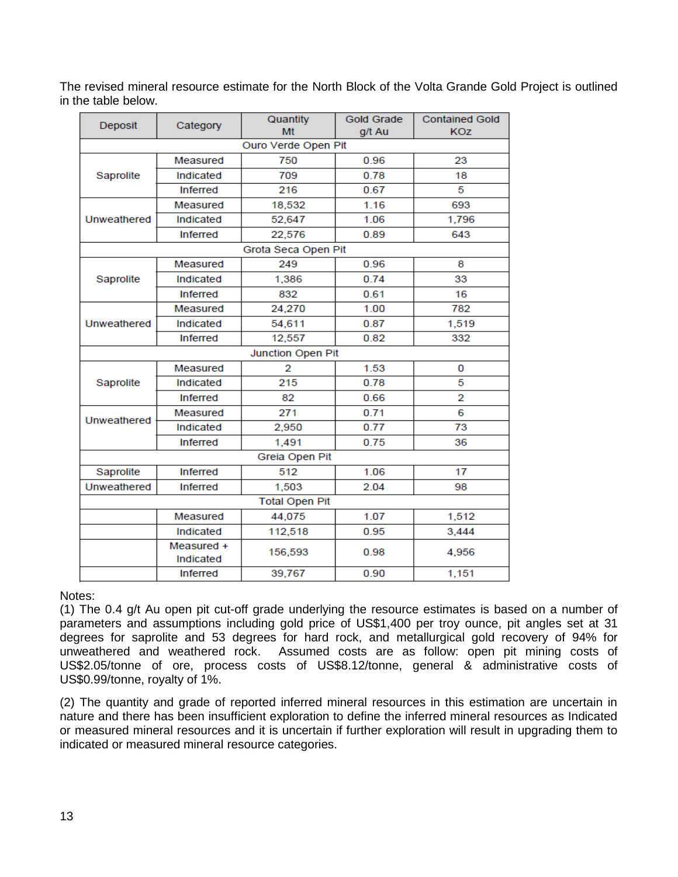The revised mineral resource estimate for the North Block of the Volta Grande Gold Project is outlined in the table below.

| Deposit | Category | Quantity Mt | Gold Grade g/t Au | Contained Gold KOz |
|---|---|---|---|---|
| Ouro Verde Open Pit | | | | |
| Saprolite | Measured | 750 | 0.96 | 23 |
| | Indicated | 709 | 0.78 | 18 |
| | Inferred | 216 | 0.67 | 5 |
| Unweathered | Measured | 18,532 | 1.16 | 693 |
| | Indicated | 52,647 | 1.06 | 1,796 |
| | Inferred | 22,576 | 0.89 | 643 |
| Grota Seca Open Pit | | | | |
| Saprolite | Measured | 249 | 0.96 | 8 |
| | Indicated | 1,386 | 0.74 | 33 |
| | Inferred | 832 | 0.61 | 16 |
| Unweathered | Measured | 24,270 | 1.00 | 782 |
| | Indicated | 54,611 | 0.87 | 1,519 |
| | Inferred | 12,557 | 0.82 | 332 |
| Junction Open Pit | | | | |
| Saprolite | Measured | 2 | 1.53 | 0 |
| | Indicated | 215 | 0.78 | 5 |
| | Inferred | 82 | 0.66 | 2 |
| Unweathered | Measured | 271 | 0.71 | 6 |
| | Indicated | 2,950 | 0.77 | 73 |
| | Inferred | 1,491 | 0.75 | 36 |
| Greia Open Pit | | | | |
| Saprolite | Inferred | 512 | 1.06 | 17 |
| Unweathered | Inferred | 1,503 | 2.04 | 98 |
| Total Open Pit | | | | |
| | Measured | 44,075 | 1.07 | 1,512 |
| | Indicated | 112,518 | 0.95 | 3,444 |
| | Measured + Indicated | 156,593 | 0.98 | 4,956 |
| | Inferred | 39,767 | 0.90 | 1,151 |

Notes:

(1) The 0.4 g/t Au open pit cut-off grade underlying the resource estimates is based on a number of parameters and assumptions including gold price of US$1,400 per troy ounce, pit angles set at 31 degrees for saprolite and 53 degrees for hard rock, and metallurgical gold recovery of 94% for unweathered and weathered rock. Assumed costs are as follow: open pit mining costs of US$2.05/tonne of ore, process costs of US$8.12/tonne, general & administrative costs of US$0.99/tonne, royalty of 1%.

(2) The quantity and grade of reported inferred mineral resources in this estimation are uncertain in nature and there has been insufficient exploration to define the inferred mineral resources as Indicated or measured mineral resources and it is uncertain if further exploration will result in upgrading them to indicated or measured mineral resource categories.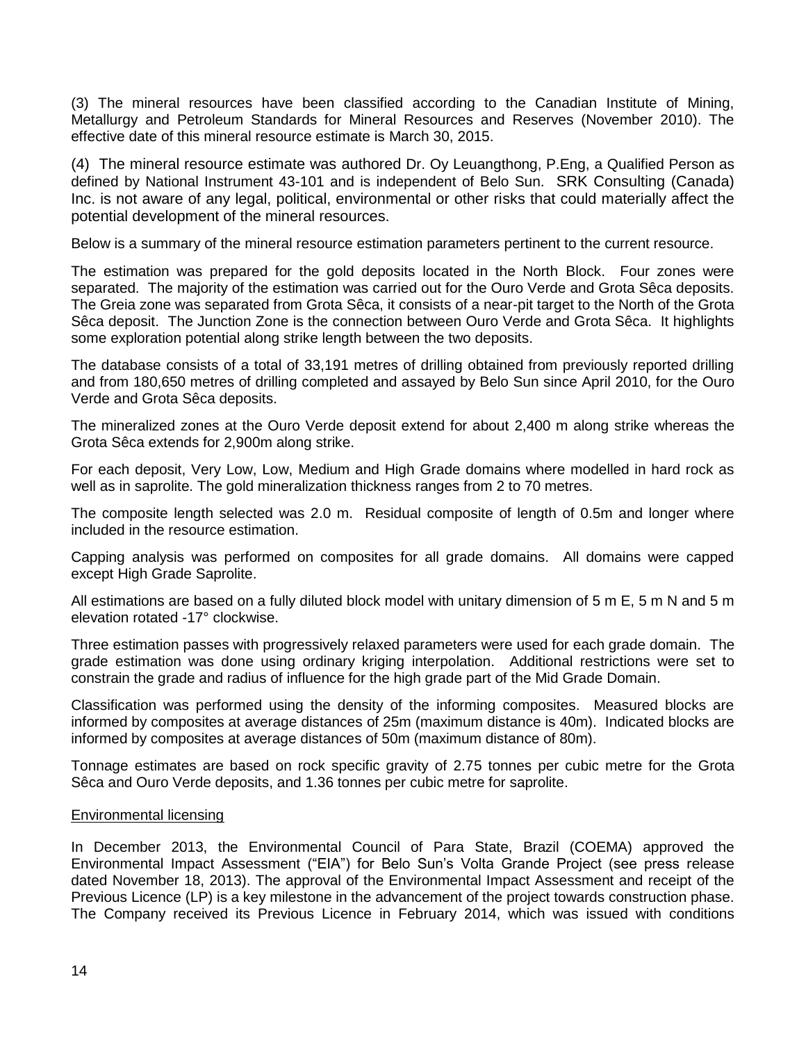(3) The mineral resources have been classified according to the Canadian Institute of Mining, Metallurgy and Petroleum Standards for Mineral Resources and Reserves (November 2010). The effective date of this mineral resource estimate is March 30, 2015.

(4) The mineral resource estimate was authored Dr. Oy Leuangthong, P.Eng, a Qualified Person as defined by National Instrument 43-101 and is independent of Belo Sun. SRK Consulting (Canada) Inc. is not aware of any legal, political, environmental or other risks that could materially affect the potential development of the mineral resources.

Below is a summary of the mineral resource estimation parameters pertinent to the current resource.

The estimation was prepared for the gold deposits located in the North Block. Four zones were separated. The majority of the estimation was carried out for the Ouro Verde and Grota Sêca deposits. The Greia zone was separated from Grota Sêca, it consists of a near-pit target to the North of the Grota Sêca deposit. The Junction Zone is the connection between Ouro Verde and Grota Sêca. It highlights some exploration potential along strike length between the two deposits.

The database consists of a total of 33,191 metres of drilling obtained from previously reported drilling and from 180,650 metres of drilling completed and assayed by Belo Sun since April 2010, for the Ouro Verde and Grota Sêca deposits.

The mineralized zones at the Ouro Verde deposit extend for about 2,400 m along strike whereas the Grota Sêca extends for 2,900m along strike.

For each deposit, Very Low, Low, Medium and High Grade domains where modelled in hard rock as well as in saprolite. The gold mineralization thickness ranges from 2 to 70 metres.

The composite length selected was 2.0 m. Residual composite of length of 0.5m and longer where included in the resource estimation.

Capping analysis was performed on composites for all grade domains. All domains were capped except High Grade Saprolite.

All estimations are based on a fully diluted block model with unitary dimension of 5 m E, 5 m N and 5 m elevation rotated -17° clockwise.

Three estimation passes with progressively relaxed parameters were used for each grade domain. The grade estimation was done using ordinary kriging interpolation. Additional restrictions were set to constrain the grade and radius of influence for the high grade part of the Mid Grade Domain.

Classification was performed using the density of the informing composites. Measured blocks are informed by composites at average distances of 25m (maximum distance is 40m). Indicated blocks are informed by composites at average distances of 50m (maximum distance of 80m).

Tonnage estimates are based on rock specific gravity of 2.75 tonnes per cubic metre for the Grota Sêca and Ouro Verde deposits, and 1.36 tonnes per cubic metre for saprolite.

<u>Environmental licensing</u>

In December 2013, the Environmental Council of Para State, Brazil (COEMA) approved the Environmental Impact Assessment ("EIA") for Belo Sun's Volta Grande Project (see press release dated November 18, 2013). The approval of the Environmental Impact Assessment and receipt of the Previous Licence (LP) is a key milestone in the advancement of the project towards construction phase. The Company received its Previous Licence in February 2014, which was issued with conditions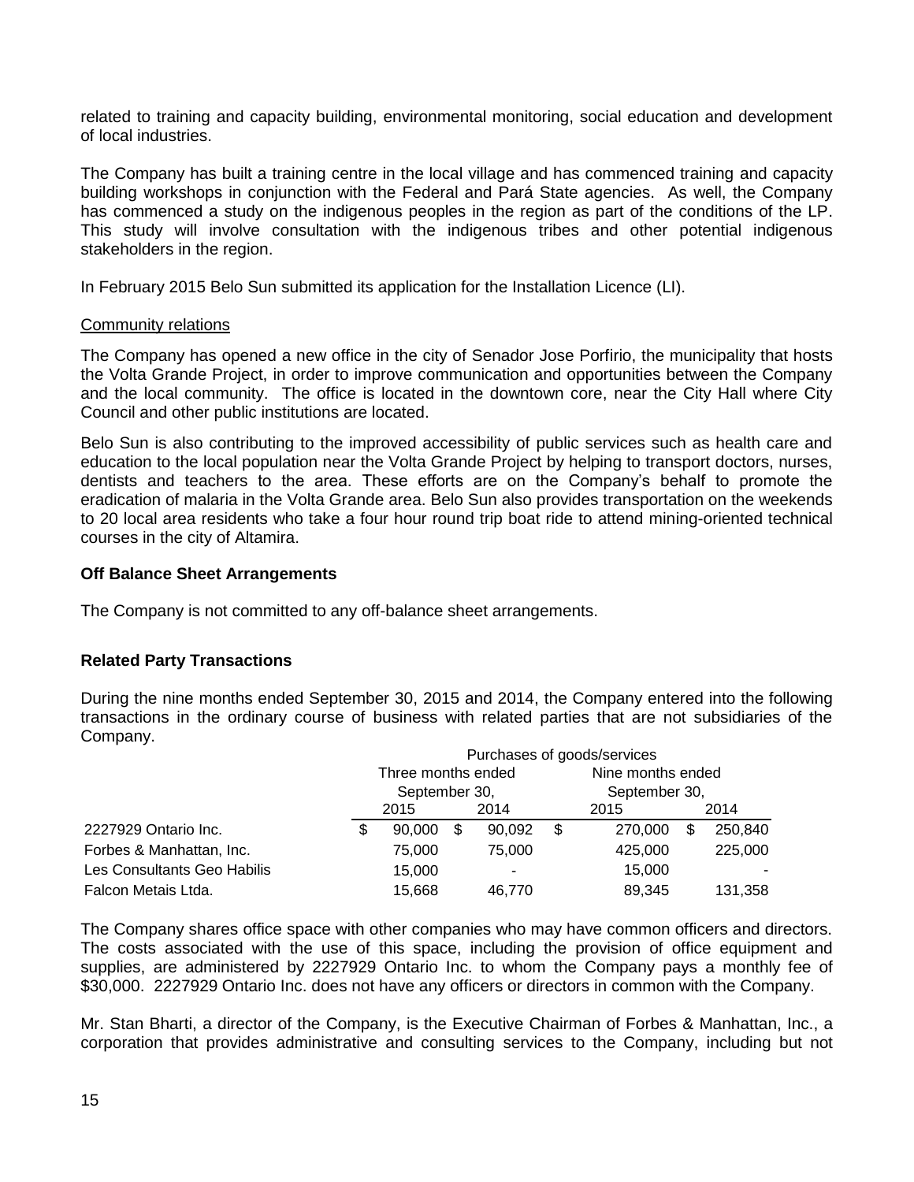related to training and capacity building, environmental monitoring, social education and development of local industries.

The Company has built a training centre in the local village and has commenced training and capacity building workshops in conjunction with the Federal and Pará State agencies. As well, the Company has commenced a study on the indigenous peoples in the region as part of the conditions of the LP. This study will involve consultation with the indigenous tribes and other potential indigenous stakeholders in the region.

In February 2015 Belo Sun submitted its application for the Installation Licence (LI).

Community relations

The Company has opened a new office in the city of Senador Jose Porfirio, the municipality that hosts the Volta Grande Project, in order to improve communication and opportunities between the Company and the local community. The office is located in the downtown core, near the City Hall where City Council and other public institutions are located.

Belo Sun is also contributing to the improved accessibility of public services such as health care and education to the local population near the Volta Grande Project by helping to transport doctors, nurses, dentists and teachers to the area. These efforts are on the Company's behalf to promote the eradication of malaria in the Volta Grande area. Belo Sun also provides transportation on the weekends to 20 local area residents who take a four hour round trip boat ride to attend mining-oriented technical courses in the city of Altamira.

**Off Balance Sheet Arrangements**

The Company is not committed to any off-balance sheet arrangements.

**Related Party Transactions**

During the nine months ended September 30, 2015 and 2014, the Company entered into the following transactions in the ordinary course of business with related parties that are not subsidiaries of the Company.

| | Purchases of goods/services | | | |
|---|---|---|---|---|
| | Three months ended September 30, | | Nine months ended September 30, | |
| | 2015 | 2014 | 2015 | 2014 |
| 2227929 Ontario Inc. | $ 90,000 | $ 90,092 | $ 270,000 | $ 250,840 |
| Forbes & Manhattan, Inc. | 75,000 | 75,000 | 425,000 | 225,000 |
| Les Consultants Geo Habilis | 15,000 | - | 15,000 | - |
| Falcon Metais Ltda. | 15,668 | 46,770 | 89,345 | 131,358 |

The Company shares office space with other companies who may have common officers and directors. The costs associated with the use of this space, including the provision of office equipment and supplies, are administered by 2227929 Ontario Inc. to whom the Company pays a monthly fee of $30,000. 2227929 Ontario Inc. does not have any officers or directors in common with the Company.

Mr. Stan Bharti, a director of the Company, is the Executive Chairman of Forbes & Manhattan, Inc., a corporation that provides administrative and consulting services to the Company, including but not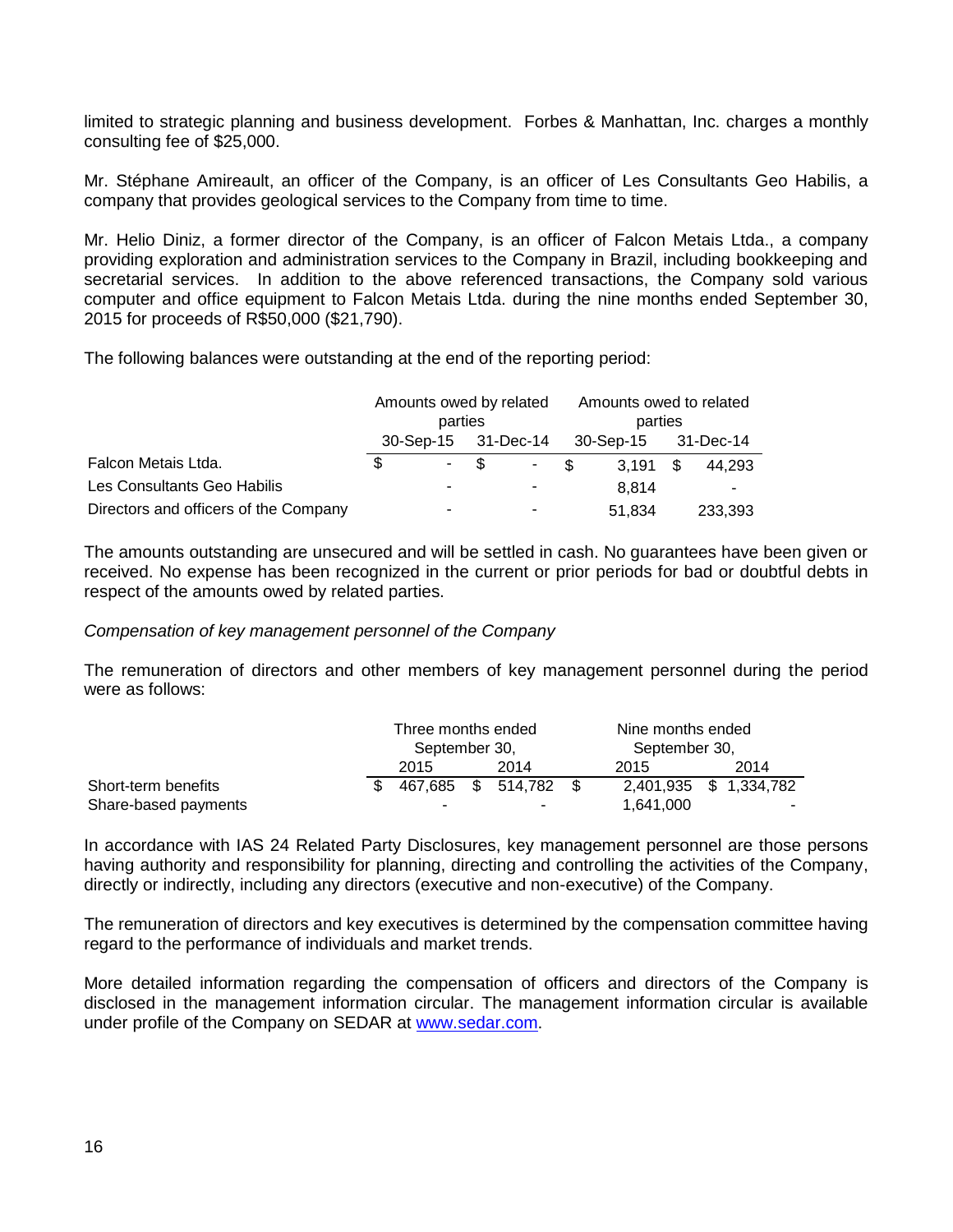limited to strategic planning and business development. Forbes & Manhattan, Inc. charges a monthly consulting fee of $25,000.

Mr. Stéphane Amireault, an officer of the Company, is an officer of Les Consultants Geo Habilis, a company that provides geological services to the Company from time to time.

Mr. Helio Diniz, a former director of the Company, is an officer of Falcon Metais Ltda., a company providing exploration and administration services to the Company in Brazil, including bookkeeping and secretarial services. In addition to the above referenced transactions, the Company sold various computer and office equipment to Falcon Metais Ltda. during the nine months ended September 30, 2015 for proceeds of R$50,000 ($21,790).

The following balances were outstanding at the end of the reporting period:

| | Amounts owed by related parties | | Amounts owed to related parties | |
|---|---|---|---|---|
| | 30-Sep-15 | 31-Dec-14 | 30-Sep-15 | 31-Dec-14 |
| Falcon Metais Ltda. | $ - | $ - | $ 3,191 | $ 44,293 |
| Les Consultants Geo Habilis | - | - | 8,814 | - |
| Directors and officers of the Company | - | - | 51,834 | 233,393 |

The amounts outstanding are unsecured and will be settled in cash. No guarantees have been given or received. No expense has been recognized in the current or prior periods for bad or doubtful debts in respect of the amounts owed by related parties.

*Compensation of key management personnel of the Company*

The remuneration of directors and other members of key management personnel during the period were as follows:

| | Three months ended September 30, | | Nine months ended September 30, | |
|---|---|---|---|---|
| | 2015 | 2014 | 2015 | 2014 |
| Short-term benefits | $ 467,685 | $ 514,782 | $ 2,401,935 | $ 1,334,782 |
| Share-based payments | - | - | 1,641,000 | - |

In accordance with IAS 24 Related Party Disclosures, key management personnel are those persons having authority and responsibility for planning, directing and controlling the activities of the Company, directly or indirectly, including any directors (executive and non-executive) of the Company.

The remuneration of directors and key executives is determined by the compensation committee having regard to the performance of individuals and market trends.

More detailed information regarding the compensation of officers and directors of the Company is disclosed in the management information circular. The management information circular is available under profile of the Company on SEDAR at www.sedar.com.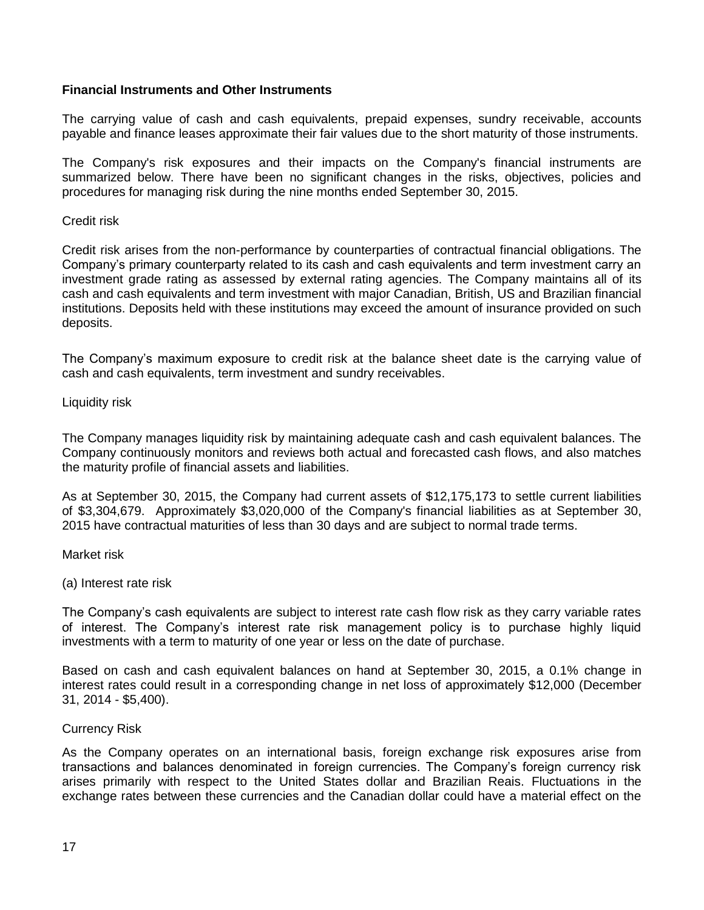**Financial Instruments and Other Instruments**

The carrying value of cash and cash equivalents, prepaid expenses, sundry receivable, accounts payable and finance leases approximate their fair values due to the short maturity of those instruments.

The Company's risk exposures and their impacts on the Company's financial instruments are summarized below. There have been no significant changes in the risks, objectives, policies and procedures for managing risk during the nine months ended September 30, 2015.

Credit risk

Credit risk arises from the non-performance by counterparties of contractual financial obligations. The Company's primary counterparty related to its cash and cash equivalents and term investment carry an investment grade rating as assessed by external rating agencies. The Company maintains all of its cash and cash equivalents and term investment with major Canadian, British, US and Brazilian financial institutions. Deposits held with these institutions may exceed the amount of insurance provided on such deposits.

The Company's maximum exposure to credit risk at the balance sheet date is the carrying value of cash and cash equivalents, term investment and sundry receivables.

Liquidity risk

The Company manages liquidity risk by maintaining adequate cash and cash equivalent balances. The Company continuously monitors and reviews both actual and forecasted cash flows, and also matches the maturity profile of financial assets and liabilities.

As at September 30, 2015, the Company had current assets of $12,175,173 to settle current liabilities of $3,304,679. Approximately $3,020,000 of the Company's financial liabilities as at September 30, 2015 have contractual maturities of less than 30 days and are subject to normal trade terms.

Market risk

(a) Interest rate risk

The Company's cash equivalents are subject to interest rate cash flow risk as they carry variable rates of interest. The Company's interest rate risk management policy is to purchase highly liquid investments with a term to maturity of one year or less on the date of purchase.

Based on cash and cash equivalent balances on hand at September 30, 2015, a 0.1% change in interest rates could result in a corresponding change in net loss of approximately $12,000 (December 31, 2014 - $5,400).

Currency Risk

As the Company operates on an international basis, foreign exchange risk exposures arise from transactions and balances denominated in foreign currencies. The Company's foreign currency risk arises primarily with respect to the United States dollar and Brazilian Reais. Fluctuations in the exchange rates between these currencies and the Canadian dollar could have a material effect on the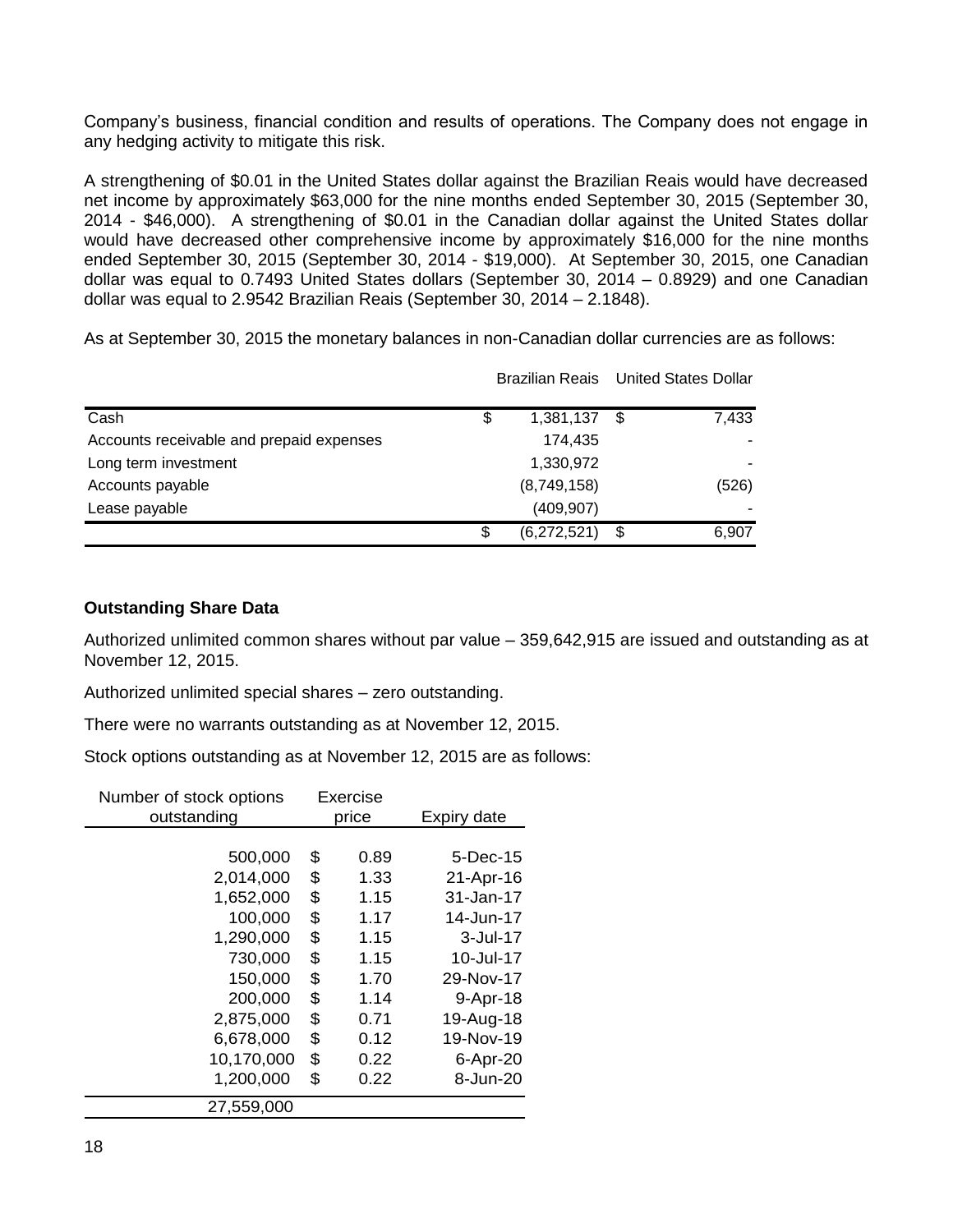Company's business, financial condition and results of operations. The Company does not engage in any hedging activity to mitigate this risk.

A strengthening of $0.01 in the United States dollar against the Brazilian Reais would have decreased net income by approximately $63,000 for the nine months ended September 30, 2015 (September 30, 2014 - $46,000). A strengthening of $0.01 in the Canadian dollar against the United States dollar would have decreased other comprehensive income by approximately $16,000 for the nine months ended September 30, 2015 (September 30, 2014 - $19,000). At September 30, 2015, one Canadian dollar was equal to 0.7493 United States dollars (September 30, 2014 – 0.8929) and one Canadian dollar was equal to 2.9542 Brazilian Reais (September 30, 2014 – 2.1848).

As at September 30, 2015 the monetary balances in non-Canadian dollar currencies are as follows:

| | Brazilian Reais | United States Dollar |
|---|---|---|
| Cash | $ 1,381,137 | $ 7,433 |
| Accounts receivable and prepaid expenses | 174,435 | - |
| Long term investment | 1,330,972 | - |
| Accounts payable | (8,749,158) | (526) |
| Lease payable | (409,907) | - |
| | $ (6,272,521) | $ 6,907 |

**Outstanding Share Data**

Authorized unlimited common shares without par value – 359,642,915 are issued and outstanding as at November 12, 2015.

Authorized unlimited special shares – zero outstanding.

There were no warrants outstanding as at November 12, 2015.

Stock options outstanding as at November 12, 2015 are as follows:

| Number of stock options outstanding | Exercise price | Expiry date |
|---|---|---|
| 500,000 | $ 0.89 | 5-Dec-15 |
| 2,014,000 | $ 1.33 | 21-Apr-16 |
| 1,652,000 | $ 1.15 | 31-Jan-17 |
| 100,000 | $ 1.17 | 14-Jun-17 |
| 1,290,000 | $ 1.15 | 3-Jul-17 |
| 730,000 | $ 1.15 | 10-Jul-17 |
| 150,000 | $ 1.70 | 29-Nov-17 |
| 200,000 | $ 1.14 | 9-Apr-18 |
| 2,875,000 | $ 0.71 | 19-Aug-18 |
| 6,678,000 | $ 0.12 | 19-Nov-19 |
| 10,170,000 | $ 0.22 | 6-Apr-20 |
| 1,200,000 | $ 0.22 | 8-Jun-20 |
| 27,559,000 | | |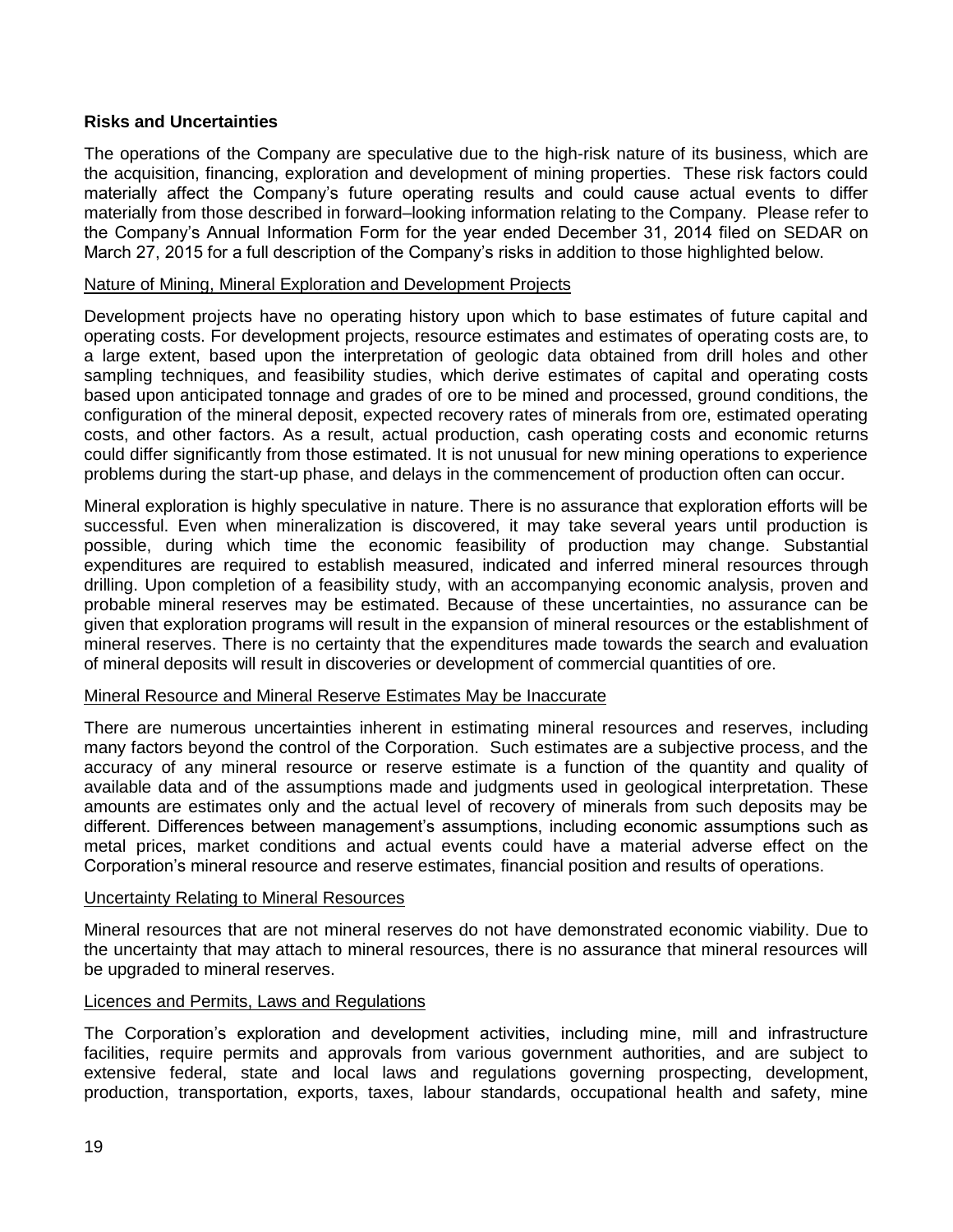**Risks and Uncertainties**

The operations of the Company are speculative due to the high-risk nature of its business, which are the acquisition, financing, exploration and development of mining properties. These risk factors could materially affect the Company's future operating results and could cause actual events to differ materially from those described in forward–looking information relating to the Company. Please refer to the Company's Annual Information Form for the year ended December 31, 2014 filed on SEDAR on March 27, 2015 for a full description of the Company's risks in addition to those highlighted below.

<u>Nature of Mining, Mineral Exploration and Development Projects</u>

Development projects have no operating history upon which to base estimates of future capital and operating costs. For development projects, resource estimates and estimates of operating costs are, to a large extent, based upon the interpretation of geologic data obtained from drill holes and other sampling techniques, and feasibility studies, which derive estimates of capital and operating costs based upon anticipated tonnage and grades of ore to be mined and processed, ground conditions, the configuration of the mineral deposit, expected recovery rates of minerals from ore, estimated operating costs, and other factors. As a result, actual production, cash operating costs and economic returns could differ significantly from those estimated. It is not unusual for new mining operations to experience problems during the start-up phase, and delays in the commencement of production often can occur.

Mineral exploration is highly speculative in nature. There is no assurance that exploration efforts will be successful. Even when mineralization is discovered, it may take several years until production is possible, during which time the economic feasibility of production may change. Substantial expenditures are required to establish measured, indicated and inferred mineral resources through drilling. Upon completion of a feasibility study, with an accompanying economic analysis, proven and probable mineral reserves may be estimated. Because of these uncertainties, no assurance can be given that exploration programs will result in the expansion of mineral resources or the establishment of mineral reserves. There is no certainty that the expenditures made towards the search and evaluation of mineral deposits will result in discoveries or development of commercial quantities of ore.

<u>Mineral Resource and Mineral Reserve Estimates May be Inaccurate</u>

There are numerous uncertainties inherent in estimating mineral resources and reserves, including many factors beyond the control of the Corporation. Such estimates are a subjective process, and the accuracy of any mineral resource or reserve estimate is a function of the quantity and quality of available data and of the assumptions made and judgments used in geological interpretation. These amounts are estimates only and the actual level of recovery of minerals from such deposits may be different. Differences between management's assumptions, including economic assumptions such as metal prices, market conditions and actual events could have a material adverse effect on the Corporation's mineral resource and reserve estimates, financial position and results of operations.

<u>Uncertainty Relating to Mineral Resources</u>

Mineral resources that are not mineral reserves do not have demonstrated economic viability. Due to the uncertainty that may attach to mineral resources, there is no assurance that mineral resources will be upgraded to mineral reserves.

<u>Licences and Permits, Laws and Regulations</u>

The Corporation's exploration and development activities, including mine, mill and infrastructure facilities, require permits and approvals from various government authorities, and are subject to extensive federal, state and local laws and regulations governing prospecting, development, production, transportation, exports, taxes, labour standards, occupational health and safety, mine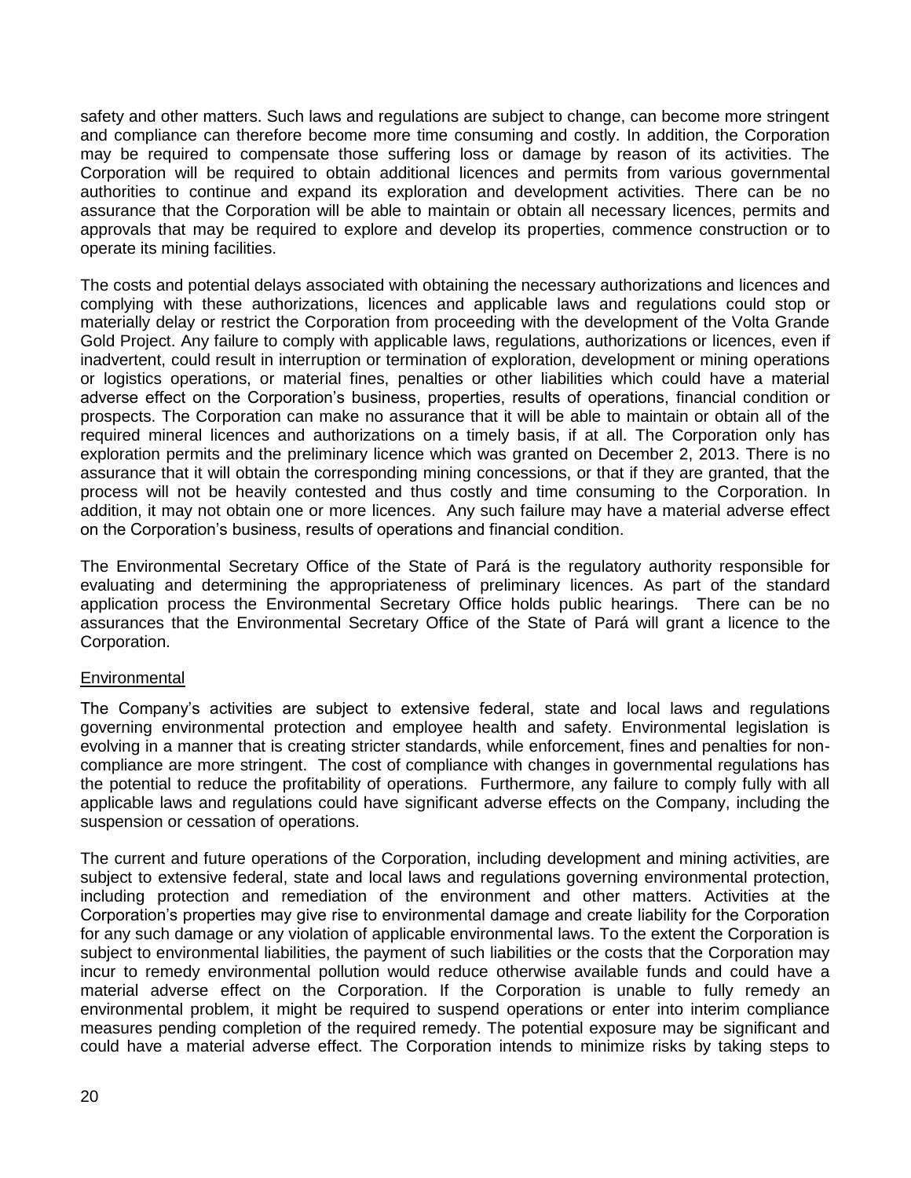safety and other matters. Such laws and regulations are subject to change, can become more stringent and compliance can therefore become more time consuming and costly. In addition, the Corporation may be required to compensate those suffering loss or damage by reason of its activities. The Corporation will be required to obtain additional licences and permits from various governmental authorities to continue and expand its exploration and development activities. There can be no assurance that the Corporation will be able to maintain or obtain all necessary licences, permits and approvals that may be required to explore and develop its properties, commence construction or to operate its mining facilities.

The costs and potential delays associated with obtaining the necessary authorizations and licences and complying with these authorizations, licences and applicable laws and regulations could stop or materially delay or restrict the Corporation from proceeding with the development of the Volta Grande Gold Project. Any failure to comply with applicable laws, regulations, authorizations or licences, even if inadvertent, could result in interruption or termination of exploration, development or mining operations or logistics operations, or material fines, penalties or other liabilities which could have a material adverse effect on the Corporation's business, properties, results of operations, financial condition or prospects. The Corporation can make no assurance that it will be able to maintain or obtain all of the required mineral licences and authorizations on a timely basis, if at all. The Corporation only has exploration permits and the preliminary licence which was granted on December 2, 2013. There is no assurance that it will obtain the corresponding mining concessions, or that if they are granted, that the process will not be heavily contested and thus costly and time consuming to the Corporation. In addition, it may not obtain one or more licences. Any such failure may have a material adverse effect on the Corporation's business, results of operations and financial condition.

The Environmental Secretary Office of the State of Pará is the regulatory authority responsible for evaluating and determining the appropriateness of preliminary licences. As part of the standard application process the Environmental Secretary Office holds public hearings. There can be no assurances that the Environmental Secretary Office of the State of Pará will grant a licence to the Corporation.

Environmental

The Company's activities are subject to extensive federal, state and local laws and regulations governing environmental protection and employee health and safety. Environmental legislation is evolving in a manner that is creating stricter standards, while enforcement, fines and penalties for non-compliance are more stringent. The cost of compliance with changes in governmental regulations has the potential to reduce the profitability of operations. Furthermore, any failure to comply fully with all applicable laws and regulations could have significant adverse effects on the Company, including the suspension or cessation of operations.

The current and future operations of the Corporation, including development and mining activities, are subject to extensive federal, state and local laws and regulations governing environmental protection, including protection and remediation of the environment and other matters. Activities at the Corporation's properties may give rise to environmental damage and create liability for the Corporation for any such damage or any violation of applicable environmental laws. To the extent the Corporation is subject to environmental liabilities, the payment of such liabilities or the costs that the Corporation may incur to remedy environmental pollution would reduce otherwise available funds and could have a material adverse effect on the Corporation. If the Corporation is unable to fully remedy an environmental problem, it might be required to suspend operations or enter into interim compliance measures pending completion of the required remedy. The potential exposure may be significant and could have a material adverse effect. The Corporation intends to minimize risks by taking steps to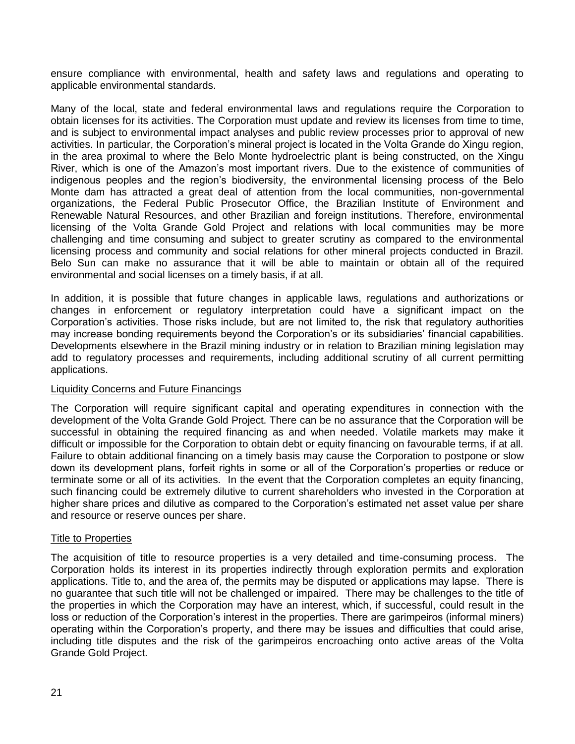ensure compliance with environmental, health and safety laws and regulations and operating to applicable environmental standards.

Many of the local, state and federal environmental laws and regulations require the Corporation to obtain licenses for its activities. The Corporation must update and review its licenses from time to time, and is subject to environmental impact analyses and public review processes prior to approval of new activities. In particular, the Corporation's mineral project is located in the Volta Grande do Xingu region, in the area proximal to where the Belo Monte hydroelectric plant is being constructed, on the Xingu River, which is one of the Amazon's most important rivers. Due to the existence of communities of indigenous peoples and the region's biodiversity, the environmental licensing process of the Belo Monte dam has attracted a great deal of attention from the local communities, non-governmental organizations, the Federal Public Prosecutor Office, the Brazilian Institute of Environment and Renewable Natural Resources, and other Brazilian and foreign institutions. Therefore, environmental licensing of the Volta Grande Gold Project and relations with local communities may be more challenging and time consuming and subject to greater scrutiny as compared to the environmental licensing process and community and social relations for other mineral projects conducted in Brazil. Belo Sun can make no assurance that it will be able to maintain or obtain all of the required environmental and social licenses on a timely basis, if at all.

In addition, it is possible that future changes in applicable laws, regulations and authorizations or changes in enforcement or regulatory interpretation could have a significant impact on the Corporation's activities. Those risks include, but are not limited to, the risk that regulatory authorities may increase bonding requirements beyond the Corporation's or its subsidiaries' financial capabilities. Developments elsewhere in the Brazil mining industry or in relation to Brazilian mining legislation may add to regulatory processes and requirements, including additional scrutiny of all current permitting applications.

### Liquidity Concerns and Future Financings

The Corporation will require significant capital and operating expenditures in connection with the development of the Volta Grande Gold Project. There can be no assurance that the Corporation will be successful in obtaining the required financing as and when needed. Volatile markets may make it difficult or impossible for the Corporation to obtain debt or equity financing on favourable terms, if at all. Failure to obtain additional financing on a timely basis may cause the Corporation to postpone or slow down its development plans, forfeit rights in some or all of the Corporation's properties or reduce or terminate some or all of its activities. In the event that the Corporation completes an equity financing, such financing could be extremely dilutive to current shareholders who invested in the Corporation at higher share prices and dilutive as compared to the Corporation's estimated net asset value per share and resource or reserve ounces per share.

### Title to Properties

The acquisition of title to resource properties is a very detailed and time-consuming process. The Corporation holds its interest in its properties indirectly through exploration permits and exploration applications. Title to, and the area of, the permits may be disputed or applications may lapse. There is no guarantee that such title will not be challenged or impaired. There may be challenges to the title of the properties in which the Corporation may have an interest, which, if successful, could result in the loss or reduction of the Corporation's interest in the properties. There are garimpeiros (informal miners) operating within the Corporation's property, and there may be issues and difficulties that could arise, including title disputes and the risk of the garimpeiros encroaching onto active areas of the Volta Grande Gold Project.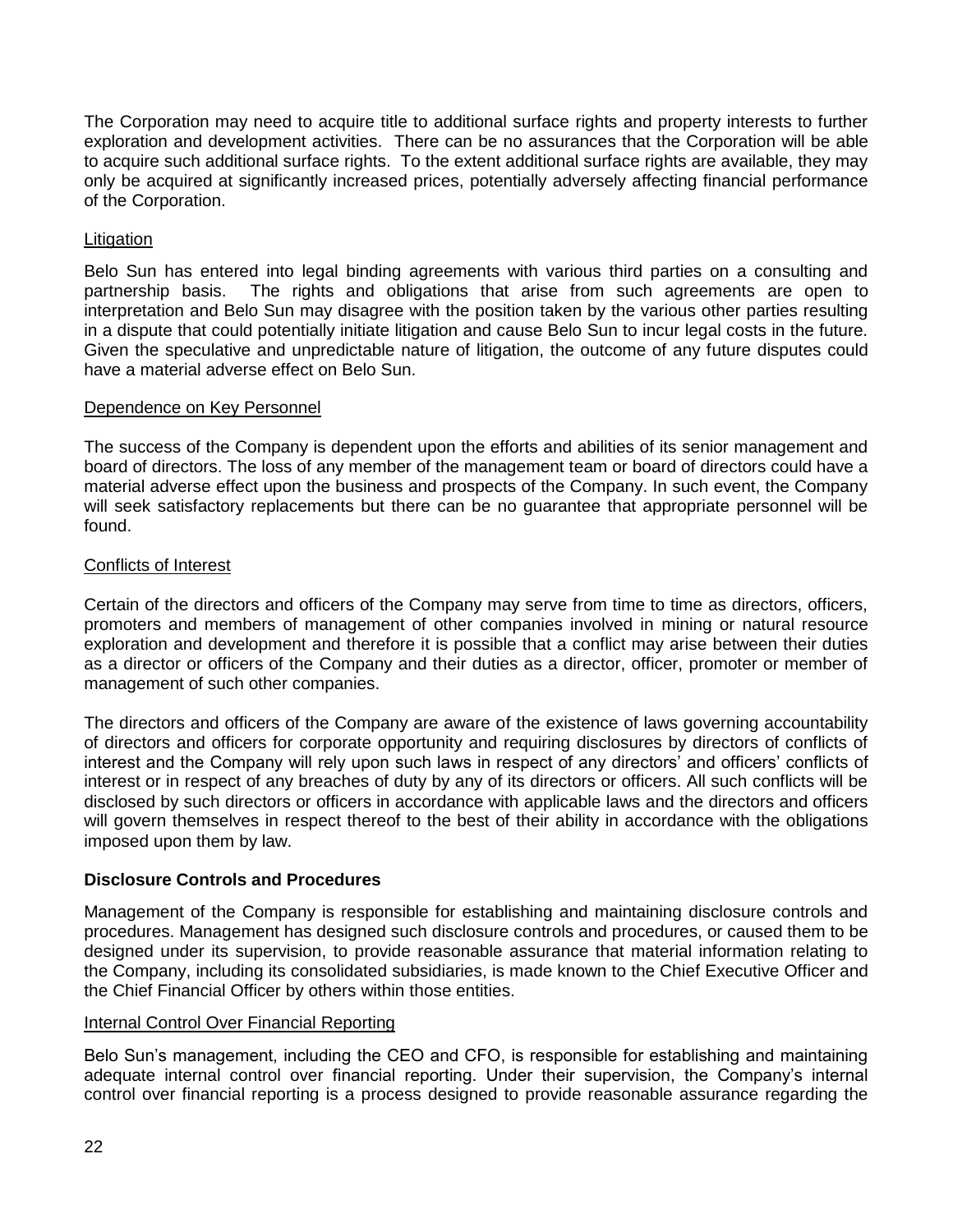The Corporation may need to acquire title to additional surface rights and property interests to further exploration and development activities. There can be no assurances that the Corporation will be able to acquire such additional surface rights. To the extent additional surface rights are available, they may only be acquired at significantly increased prices, potentially adversely affecting financial performance of the Corporation.

Litigation

Belo Sun has entered into legal binding agreements with various third parties on a consulting and partnership basis. The rights and obligations that arise from such agreements are open to interpretation and Belo Sun may disagree with the position taken by the various other parties resulting in a dispute that could potentially initiate litigation and cause Belo Sun to incur legal costs in the future. Given the speculative and unpredictable nature of litigation, the outcome of any future disputes could have a material adverse effect on Belo Sun.

Dependence on Key Personnel

The success of the Company is dependent upon the efforts and abilities of its senior management and board of directors. The loss of any member of the management team or board of directors could have a material adverse effect upon the business and prospects of the Company. In such event, the Company will seek satisfactory replacements but there can be no guarantee that appropriate personnel will be found.

Conflicts of Interest

Certain of the directors and officers of the Company may serve from time to time as directors, officers, promoters and members of management of other companies involved in mining or natural resource exploration and development and therefore it is possible that a conflict may arise between their duties as a director or officers of the Company and their duties as a director, officer, promoter or member of management of such other companies.

The directors and officers of the Company are aware of the existence of laws governing accountability of directors and officers for corporate opportunity and requiring disclosures by directors of conflicts of interest and the Company will rely upon such laws in respect of any directors' and officers' conflicts of interest or in respect of any breaches of duty by any of its directors or officers. All such conflicts will be disclosed by such directors or officers in accordance with applicable laws and the directors and officers will govern themselves in respect thereof to the best of their ability in accordance with the obligations imposed upon them by law.

**Disclosure Controls and Procedures**

Management of the Company is responsible for establishing and maintaining disclosure controls and procedures. Management has designed such disclosure controls and procedures, or caused them to be designed under its supervision, to provide reasonable assurance that material information relating to the Company, including its consolidated subsidiaries, is made known to the Chief Executive Officer and the Chief Financial Officer by others within those entities.

Internal Control Over Financial Reporting

Belo Sun's management, including the CEO and CFO, is responsible for establishing and maintaining adequate internal control over financial reporting. Under their supervision, the Company's internal control over financial reporting is a process designed to provide reasonable assurance regarding the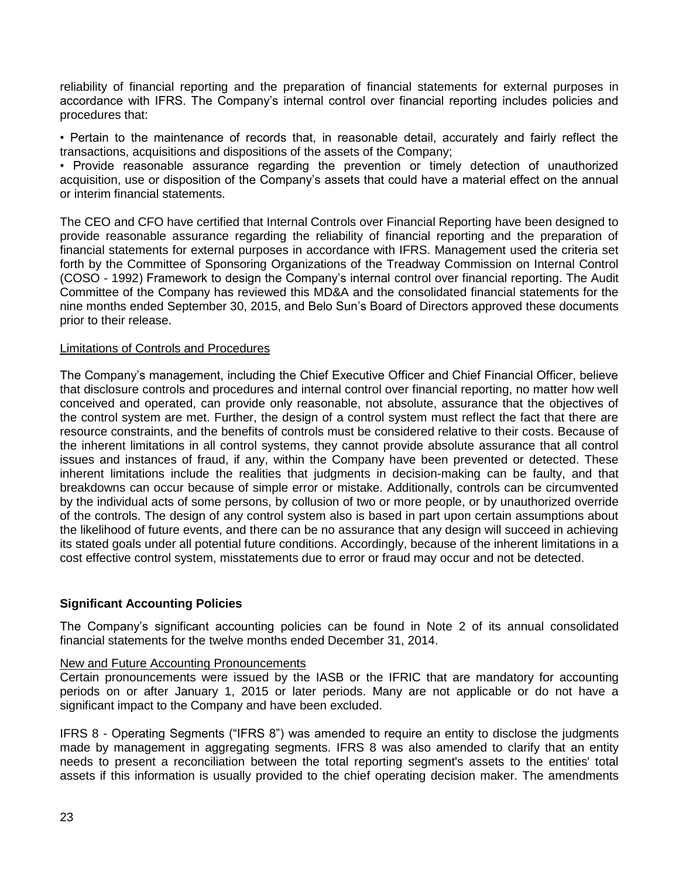reliability of financial reporting and the preparation of financial statements for external purposes in accordance with IFRS. The Company's internal control over financial reporting includes policies and procedures that:

• Pertain to the maintenance of records that, in reasonable detail, accurately and fairly reflect the transactions, acquisitions and dispositions of the assets of the Company;
• Provide reasonable assurance regarding the prevention or timely detection of unauthorized acquisition, use or disposition of the Company's assets that could have a material effect on the annual or interim financial statements.

The CEO and CFO have certified that Internal Controls over Financial Reporting have been designed to provide reasonable assurance regarding the reliability of financial reporting and the preparation of financial statements for external purposes in accordance with IFRS. Management used the criteria set forth by the Committee of Sponsoring Organizations of the Treadway Commission on Internal Control (COSO - 1992) Framework to design the Company's internal control over financial reporting. The Audit Committee of the Company has reviewed this MD&A and the consolidated financial statements for the nine months ended September 30, 2015, and Belo Sun's Board of Directors approved these documents prior to their release.

Limitations of Controls and Procedures

The Company's management, including the Chief Executive Officer and Chief Financial Officer, believe that disclosure controls and procedures and internal control over financial reporting, no matter how well conceived and operated, can provide only reasonable, not absolute, assurance that the objectives of the control system are met. Further, the design of a control system must reflect the fact that there are resource constraints, and the benefits of controls must be considered relative to their costs. Because of the inherent limitations in all control systems, they cannot provide absolute assurance that all control issues and instances of fraud, if any, within the Company have been prevented or detected. These inherent limitations include the realities that judgments in decision-making can be faulty, and that breakdowns can occur because of simple error or mistake. Additionally, controls can be circumvented by the individual acts of some persons, by collusion of two or more people, or by unauthorized override of the controls. The design of any control system also is based in part upon certain assumptions about the likelihood of future events, and there can be no assurance that any design will succeed in achieving its stated goals under all potential future conditions. Accordingly, because of the inherent limitations in a cost effective control system, misstatements due to error or fraud may occur and not be detected.

## Significant Accounting Policies

The Company's significant accounting policies can be found in Note 2 of its annual consolidated financial statements for the twelve months ended December 31, 2014.

New and Future Accounting Pronouncements

Certain pronouncements were issued by the IASB or the IFRIC that are mandatory for accounting periods on or after January 1, 2015 or later periods. Many are not applicable or do not have a significant impact to the Company and have been excluded.

IFRS 8 - Operating Segments ("IFRS 8") was amended to require an entity to disclose the judgments made by management in aggregating segments. IFRS 8 was also amended to clarify that an entity needs to present a reconciliation between the total reporting segment's assets to the entities' total assets if this information is usually provided to the chief operating decision maker. The amendments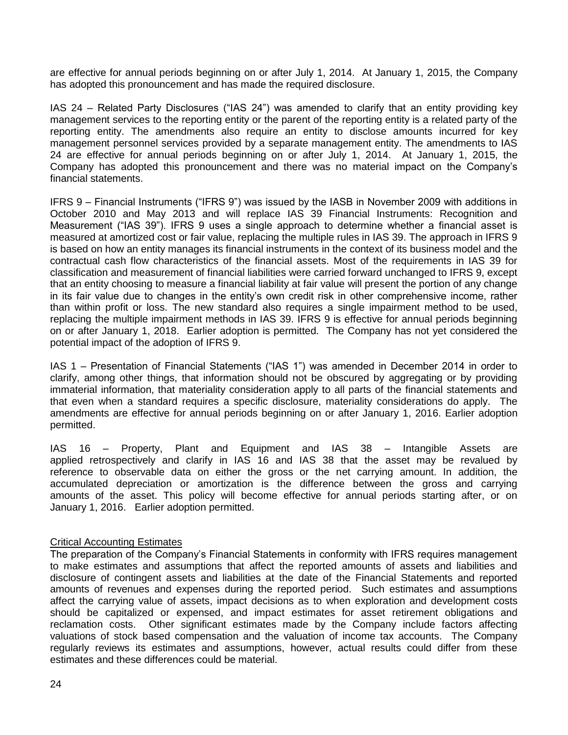are effective for annual periods beginning on or after July 1, 2014. At January 1, 2015, the Company has adopted this pronouncement and has made the required disclosure.

IAS 24 – Related Party Disclosures ("IAS 24") was amended to clarify that an entity providing key management services to the reporting entity or the parent of the reporting entity is a related party of the reporting entity. The amendments also require an entity to disclose amounts incurred for key management personnel services provided by a separate management entity. The amendments to IAS 24 are effective for annual periods beginning on or after July 1, 2014. At January 1, 2015, the Company has adopted this pronouncement and there was no material impact on the Company's financial statements.

IFRS 9 – Financial Instruments ("IFRS 9") was issued by the IASB in November 2009 with additions in October 2010 and May 2013 and will replace IAS 39 Financial Instruments: Recognition and Measurement ("IAS 39"). IFRS 9 uses a single approach to determine whether a financial asset is measured at amortized cost or fair value, replacing the multiple rules in IAS 39. The approach in IFRS 9 is based on how an entity manages its financial instruments in the context of its business model and the contractual cash flow characteristics of the financial assets. Most of the requirements in IAS 39 for classification and measurement of financial liabilities were carried forward unchanged to IFRS 9, except that an entity choosing to measure a financial liability at fair value will present the portion of any change in its fair value due to changes in the entity's own credit risk in other comprehensive income, rather than within profit or loss. The new standard also requires a single impairment method to be used, replacing the multiple impairment methods in IAS 39. IFRS 9 is effective for annual periods beginning on or after January 1, 2018. Earlier adoption is permitted. The Company has not yet considered the potential impact of the adoption of IFRS 9.

IAS 1 – Presentation of Financial Statements ("IAS 1") was amended in December 2014 in order to clarify, among other things, that information should not be obscured by aggregating or by providing immaterial information, that materiality consideration apply to all parts of the financial statements and that even when a standard requires a specific disclosure, materiality considerations do apply. The amendments are effective for annual periods beginning on or after January 1, 2016. Earlier adoption permitted.

IAS 16 – Property, Plant and Equipment and IAS 38 – Intangible Assets are applied retrospectively and clarify in IAS 16 and IAS 38 that the asset may be revalued by reference to observable data on either the gross or the net carrying amount. In addition, the accumulated depreciation or amortization is the difference between the gross and carrying amounts of the asset. This policy will become effective for annual periods starting after, or on January 1, 2016. Earlier adoption permitted.

Critical Accounting Estimates

The preparation of the Company's Financial Statements in conformity with IFRS requires management to make estimates and assumptions that affect the reported amounts of assets and liabilities and disclosure of contingent assets and liabilities at the date of the Financial Statements and reported amounts of revenues and expenses during the reported period. Such estimates and assumptions affect the carrying value of assets, impact decisions as to when exploration and development costs should be capitalized or expensed, and impact estimates for asset retirement obligations and reclamation costs. Other significant estimates made by the Company include factors affecting valuations of stock based compensation and the valuation of income tax accounts. The Company regularly reviews its estimates and assumptions, however, actual results could differ from these estimates and these differences could be material.